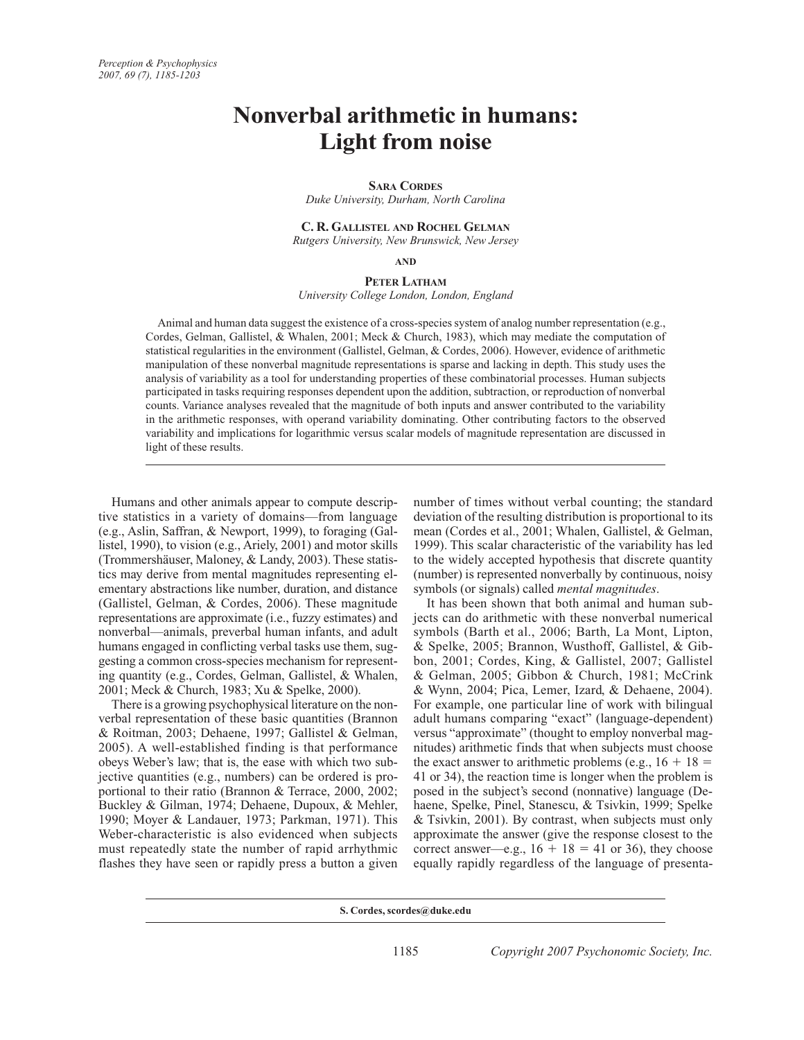# Nonverbal arithmetic in humans: Light from noise

**Sara Cordes**
*Duke University, Durham, North Carolina*

**C. R. Gallistel and Rochel Gelman**
*Rutgers University, New Brunswick, New Jersey*

**and**

**Peter Latham**
*University College London, London, England*

Animal and human data suggest the existence of a cross-species system of analog number representation (e.g., Cordes, Gelman, Gallistel, & Whalen, 2001; Meck & Church, 1983), which may mediate the computation of statistical regularities in the environment (Gallistel, Gelman, & Cordes, 2006). However, evidence of arithmetic manipulation of these nonverbal magnitude representations is sparse and lacking in depth. This study uses the analysis of variability as a tool for understanding properties of these combinatorial processes. Human subjects participated in tasks requiring responses dependent upon the addition, subtraction, or reproduction of nonverbal counts. Variance analyses revealed that the magnitude of both inputs and answer contributed to the variability in the arithmetic responses, with operand variability dominating. Other contributing factors to the observed variability and implications for logarithmic versus scalar models of magnitude representation are discussed in light of these results.

Humans and other animals appear to compute descriptive statistics in a variety of domains—from language (e.g., Aslin, Saffran, & Newport, 1999), to foraging (Gallistel, 1990), to vision (e.g., Ariely, 2001) and motor skills (Trommershäuser, Maloney, & Landy, 2003). These statistics may derive from mental magnitudes representing elementary abstractions like number, duration, and distance (Gallistel, Gelman, & Cordes, 2006). These magnitude representations are approximate (i.e., fuzzy estimates) and nonverbal—animals, preverbal human infants, and adult humans engaged in conflicting verbal tasks use them, suggesting a common cross-species mechanism for representing quantity (e.g., Cordes, Gelman, Gallistel, & Whalen, 2001; Meck & Church, 1983; Xu & Spelke, 2000).

There is a growing psychophysical literature on the nonverbal representation of these basic quantities (Brannon & Roitman, 2003; Dehaene, 1997; Gallistel & Gelman, 2005). A well-established finding is that performance obeys Weber's law; that is, the ease with which two subjective quantities (e.g., numbers) can be ordered is proportional to their ratio (Brannon & Terrace, 2000, 2002; Buckley & Gilman, 1974; Dehaene, Dupoux, & Mehler, 1990; Moyer & Landauer, 1973; Parkman, 1971). This Weber-characteristic is also evidenced when subjects must repeatedly state the number of rapid arrhythmic flashes they have seen or rapidly press a button a given number of times without verbal counting; the standard deviation of the resulting distribution is proportional to its mean (Cordes et al., 2001; Whalen, Gallistel, & Gelman, 1999). This scalar characteristic of the variability has led to the widely accepted hypothesis that discrete quantity (number) is represented nonverbally by continuous, noisy symbols (or signals) called *mental magnitudes*.

It has been shown that both animal and human subjects can do arithmetic with these nonverbal numerical symbols (Barth et al., 2006; Barth, La Mont, Lipton, & Spelke, 2005; Brannon, Wusthoff, Gallistel, & Gibbon, 2001; Cordes, King, & Gallistel, 2007; Gallistel & Gelman, 2005; Gibbon & Church, 1981; McCrink & Wynn, 2004; Pica, Lemer, Izard, & Dehaene, 2004). For example, one particular line of work with bilingual adult humans comparing "exact" (language-dependent) versus "approximate" (thought to employ nonverbal magnitudes) arithmetic finds that when subjects must choose the exact answer to arithmetic problems (e.g., 16 + 18 = 41 or 34), the reaction time is longer when the problem is posed in the subject's second (nonnative) language (Dehaene, Spelke, Pinel, Stanescu, & Tsivkin, 1999; Spelke & Tsivkin, 2001). By contrast, when subjects must only approximate the answer (give the response closest to the correct answer—e.g., 16 + 18 = 41 or 36), they choose equally rapidly regardless of the language of presenta-

S. Cordes, scordes@duke.edu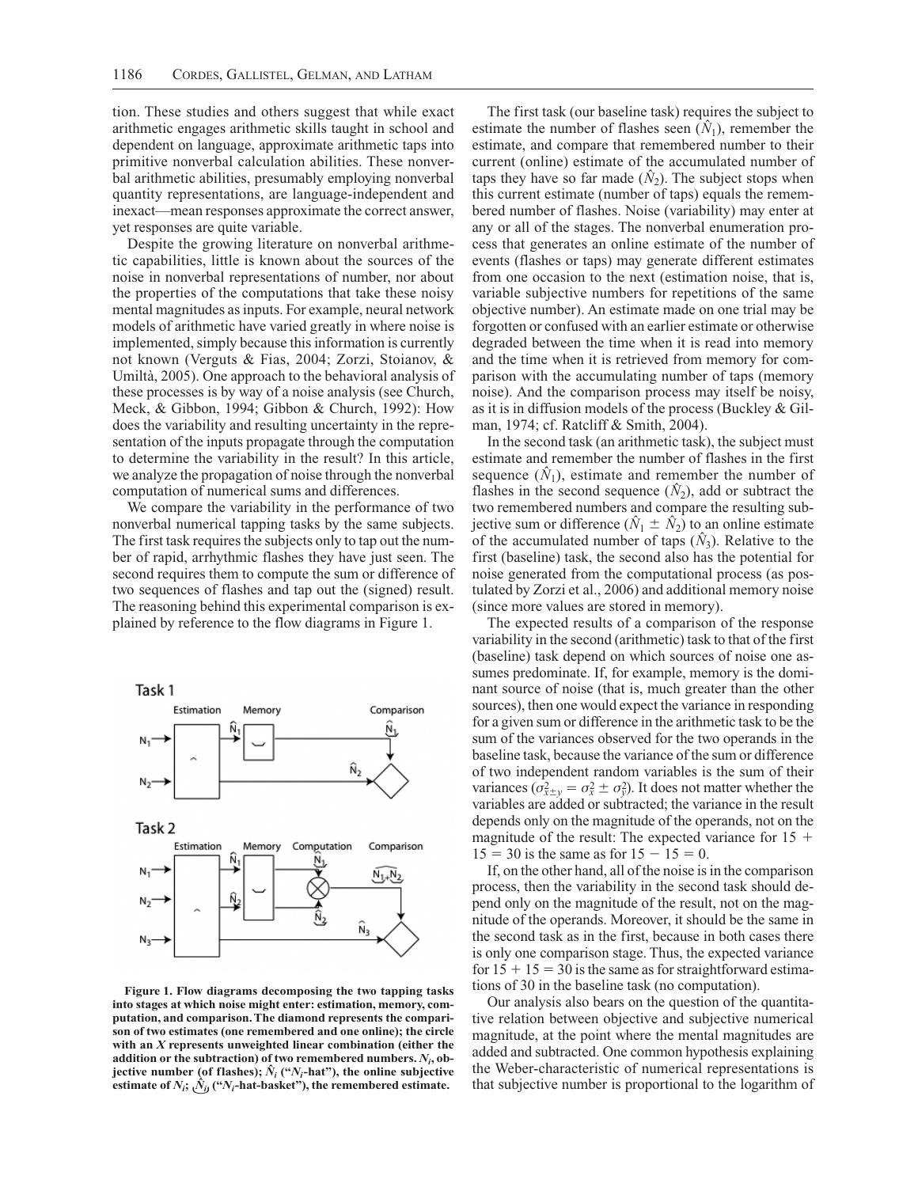tion. These studies and others suggest that while exact arithmetic engages arithmetic skills taught in school and dependent on language, approximate arithmetic taps into primitive nonverbal calculation abilities. These nonverbal arithmetic abilities, presumably employing nonverbal quantity representations, are language-independent and inexact—mean responses approximate the correct answer, yet responses are quite variable.

Despite the growing literature on nonverbal arithmetic capabilities, little is known about the sources of the noise in nonverbal representations of number, nor about the properties of the computations that take these noisy mental magnitudes as inputs. For example, neural network models of arithmetic have varied greatly in where noise is implemented, simply because this information is currently not known (Verguts & Fias, 2004; Zorzi, Stoianov, & Umiltà, 2005). One approach to the behavioral analysis of these processes is by way of a noise analysis (see Church, Meck, & Gibbon, 1994; Gibbon & Church, 1992): How does the variability and resulting uncertainty in the representation of the inputs propagate through the computation to determine the variability in the result? In this article, we analyze the propagation of noise through the nonverbal computation of numerical sums and differences.

We compare the variability in the performance of two nonverbal numerical tapping tasks by the same subjects. The first task requires the subjects only to tap out the number of rapid, arrhythmic flashes they have just seen. The second requires them to compute the sum or difference of two sequences of flashes and tap out the (signed) result. The reasoning behind this experimental comparison is explained by reference to the flow diagrams in Figure 1.

**Figure 1. Flow diagrams decomposing the two tapping tasks into stages at which noise might enter: estimation, memory, computation, and comparison. The diamond represents the comparison of two estimates (one remembered and one online); the circle with an *X* represents unweighted linear combination (either the addition or the subtraction) of two remembered numbers. $N_i$, objective number (of flashes); $\hat{N}_i$ ("$N_i$-hat"), the online subjective estimate of $N_i$; $\underset{\smile}{\hat{N}_i}$ ("$N_i$-hat-basket"), the remembered estimate.**

The first task (our baseline task) requires the subject to estimate the number of flashes seen ($\hat{N}_1$), remember the estimate, and compare that remembered number to their current (online) estimate of the accumulated number of taps they have so far made ($\hat{N}_2$). The subject stops when this current estimate (number of taps) equals the remembered number of flashes. Noise (variability) may enter at any or all of the stages. The nonverbal enumeration process that generates an online estimate of the number of events (flashes or taps) may generate different estimates from one occasion to the next (estimation noise, that is, variable subjective numbers for repetitions of the same objective number). An estimate made on one trial may be forgotten or confused with an earlier estimate or otherwise degraded between the time when it is read into memory and the time when it is retrieved from memory for comparison with the accumulating number of taps (memory noise). And the comparison process may itself be noisy, as it is in diffusion models of the process (Buckley & Gilman, 1974; cf. Ratcliff & Smith, 2004).

In the second task (an arithmetic task), the subject must estimate and remember the number of flashes in the first sequence ($\hat{N}_1$), estimate and remember the number of flashes in the second sequence ($\hat{N}_2$), add or subtract the two remembered numbers and compare the resulting subjective sum or difference ($\hat{N}_1 \pm \hat{N}_2$) to an online estimate of the accumulated number of taps ($\hat{N}_3$). Relative to the first (baseline) task, the second also has the potential for noise generated from the computational process (as postulated by Zorzi et al., 2006) and additional memory noise (since more values are stored in memory).

The expected results of a comparison of the response variability in the second (arithmetic) task to that of the first (baseline) task depend on which sources of noise one assumes predominate. If, for example, memory is the dominant source of noise (that is, much greater than the other sources), then one would expect the variance in responding for a given sum or difference in the arithmetic task to be the sum of the variances observed for the two operands in the baseline task, because the variance of the sum or difference of two independent random variables is the sum of their variances ($\sigma^2_{x \pm y} = \sigma^2_x \pm \sigma^2_y$). It does not matter whether the variables are added or subtracted; the variance in the result depends only on the magnitude of the operands, not on the magnitude of the result: The expected variance for $15 + 15 = 30$ is the same as for $15 - 15 = 0$.

If, on the other hand, all of the noise is in the comparison process, then the variability in the second task should depend only on the magnitude of the result, not on the magnitude of the operands. Moreover, it should be the same in the second task as in the first, because in both cases there is only one comparison stage. Thus, the expected variance for $15 + 15 = 30$ is the same as for straightforward estimations of 30 in the baseline task (no computation).

Our analysis also bears on the question of the quantitative relation between objective and subjective numerical magnitude, at the point where the mental magnitudes are added and subtracted. One common hypothesis explaining the Weber-characteristic of numerical representations is that subjective number is proportional to the logarithm of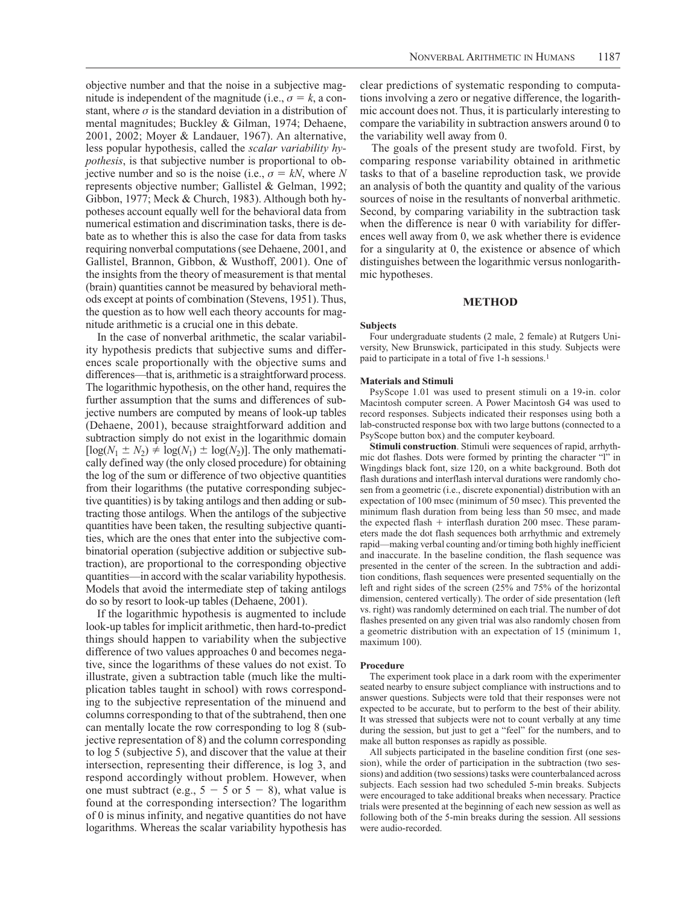objective number and that the noise in a subjective magnitude is independent of the magnitude (i.e., $\sigma = k$, a constant, where $\sigma$ is the standard deviation in a distribution of mental magnitudes; Buckley & Gilman, 1974; Dehaene, 2001, 2002; Moyer & Landauer, 1967). An alternative, less popular hypothesis, called the *scalar variability hypothesis*, is that subjective number is proportional to objective number and so is the noise (i.e., $\sigma = kN$, where $N$ represents objective number; Gallistel & Gelman, 1992; Gibbon, 1977; Meck & Church, 1983). Although both hypotheses account equally well for the behavioral data from numerical estimation and discrimination tasks, there is debate as to whether this is also the case for data from tasks requiring nonverbal computations (see Dehaene, 2001, and Gallistel, Brannon, Gibbon, & Wusthoff, 2001). One of the insights from the theory of measurement is that mental (brain) quantities cannot be measured by behavioral methods except at points of combination (Stevens, 1951). Thus, the question as to how well each theory accounts for magnitude arithmetic is a crucial one in this debate.

In the case of nonverbal arithmetic, the scalar variability hypothesis predicts that subjective sums and differences scale proportionally with the objective sums and differences—that is, arithmetic is a straightforward process. The logarithmic hypothesis, on the other hand, requires the further assumption that the sums and differences of subjective numbers are computed by means of look-up tables (Dehaene, 2001), because straightforward addition and subtraction simply do not exist in the logarithmic domain [$\log(N_1 \pm N_2) \neq \log(N_1) \pm \log(N_2)$]. The only mathematically defined way (the only closed procedure) for obtaining the log of the sum or difference of two objective quantities from their logarithms (the putative corresponding subjective quantities) is by taking antilogs and then adding or subtracting those antilogs. When the antilogs of the subjective quantities have been taken, the resulting subjective quantities, which are the ones that enter into the subjective combinatorial operation (subjective addition or subjective subtraction), are proportional to the corresponding objective quantities—in accord with the scalar variability hypothesis. Models that avoid the intermediate step of taking antilogs do so by resort to look-up tables (Dehaene, 2001).

If the logarithmic hypothesis is augmented to include look-up tables for implicit arithmetic, then hard-to-predict things should happen to variability when the subjective difference of two values approaches 0 and becomes negative, since the logarithms of these values do not exist. To illustrate, given a subtraction table (much like the multiplication tables taught in school) with rows corresponding to the subjective representation of the minuend and columns corresponding to that of the subtrahend, then one can mentally locate the row corresponding to log 8 (subjective representation of 8) and the column corresponding to log 5 (subjective 5), and discover that the value at their intersection, representing their difference, is log 3, and respond accordingly without problem. However, when one must subtract (e.g., $5 - 5$ or $5 - 8$), what value is found at the corresponding intersection? The logarithm of 0 is minus infinity, and negative quantities do not have logarithms. Whereas the scalar variability hypothesis has clear predictions of systematic responding to computations involving a zero or negative difference, the logarithmic account does not. Thus, it is particularly interesting to compare the variability in subtraction answers around 0 to the variability well away from 0.

The goals of the present study are twofold. First, by comparing response variability obtained in arithmetic tasks to that of a baseline reproduction task, we provide an analysis of both the quantity and quality of the various sources of noise in the resultants of nonverbal arithmetic. Second, by comparing variability in the subtraction task when the difference is near 0 with variability for differences well away from 0, we ask whether there is evidence for a singularity at 0, the existence or absence of which distinguishes between the logarithmic versus nonlogarithmic hypotheses.

## METHOD

### Subjects

Four undergraduate students (2 male, 2 female) at Rutgers University, New Brunswick, participated in this study. Subjects were paid to participate in a total of five 1-h sessions.[1]

### Materials and Stimuli

PsyScope 1.01 was used to present stimuli on a 19-in. color Macintosh computer screen. A Power Macintosh G4 was used to record responses. Subjects indicated their responses using both a lab-constructed response box with two large buttons (connected to a PsyScope button box) and the computer keyboard.

**Stimuli construction**. Stimuli were sequences of rapid, arrhythmic dot flashes. Dots were formed by printing the character "l" in Wingdings black font, size 120, on a white background. Both dot flash durations and interflash interval durations were randomly chosen from a geometric (i.e., discrete exponential) distribution with an expectation of 100 msec (minimum of 50 msec). This prevented the minimum flash duration from being less than 50 msec, and made the expected flash + interflash duration 200 msec. These parameters made the dot flash sequences both arrhythmic and extremely rapid—making verbal counting and/or timing both highly inefficient and inaccurate. In the baseline condition, the flash sequence was presented in the center of the screen. In the subtraction and addition conditions, flash sequences were presented sequentially on the left and right sides of the screen (25% and 75% of the horizontal dimension, centered vertically). The order of side presentation (left vs. right) was randomly determined on each trial. The number of dot flashes presented on any given trial was also randomly chosen from a geometric distribution with an expectation of 15 (minimum 1, maximum 100).

### Procedure

The experiment took place in a dark room with the experimenter seated nearby to ensure subject compliance with instructions and to answer questions. Subjects were told that their responses were not expected to be accurate, but to perform to the best of their ability. It was stressed that subjects were not to count verbally at any time during the session, but just to get a "feel" for the numbers, and to make all button responses as rapidly as possible.

All subjects participated in the baseline condition first (one session), while the order of participation in the subtraction (two sessions) and addition (two sessions) tasks were counterbalanced across subjects. Each session had two scheduled 5-min breaks. Subjects were encouraged to take additional breaks when necessary. Practice trials were presented at the beginning of each new session as well as following both of the 5-min breaks during the session. All sessions were audio-recorded.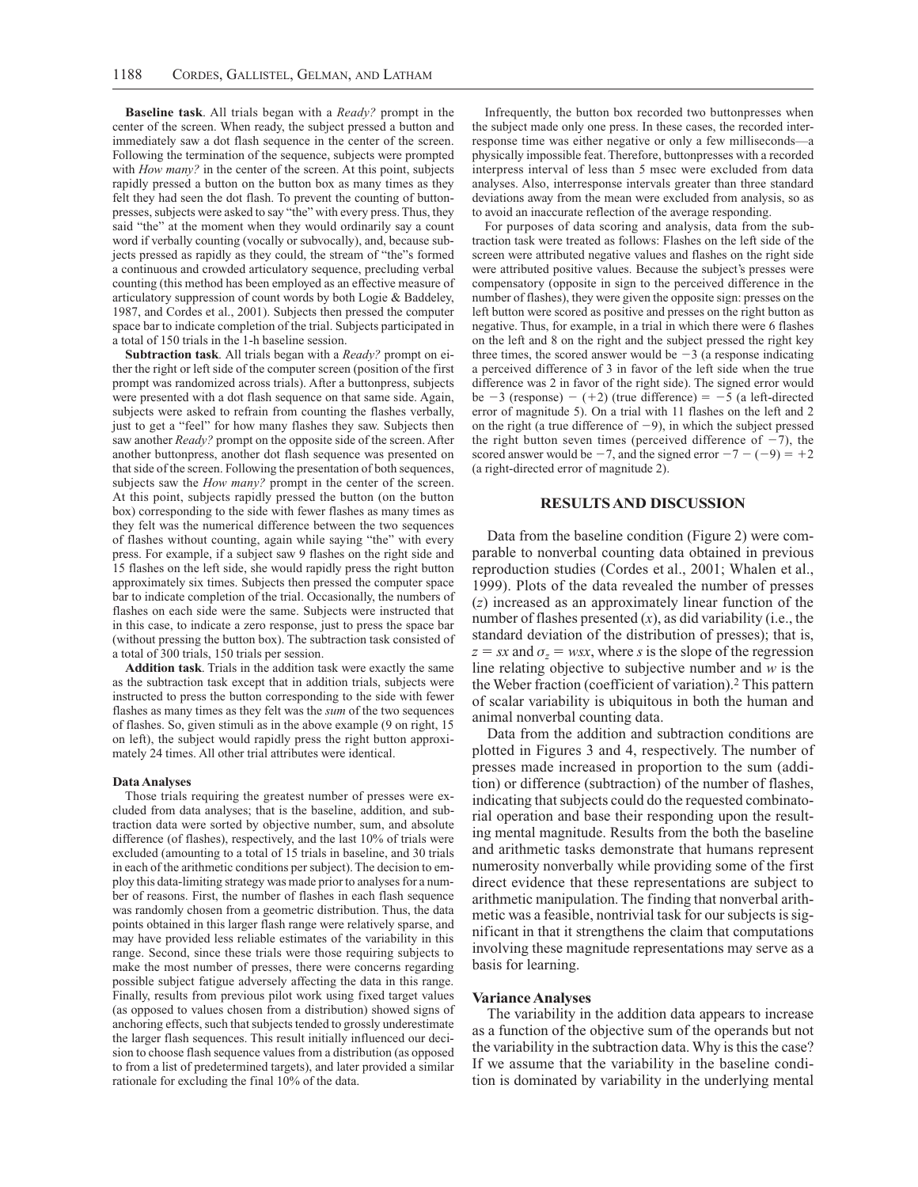**Baseline task**. All trials began with a *Ready?* prompt in the center of the screen. When ready, the subject pressed a button and immediately saw a dot flash sequence in the center of the screen. Following the termination of the sequence, subjects were prompted with *How many?* in the center of the screen. At this point, subjects rapidly pressed a button on the button box as many times as they felt they had seen the dot flash. To prevent the counting of buttonpresses, subjects were asked to say "the" with every press. Thus, they said "the" at the moment when they would ordinarily say a count word if verbally counting (vocally or subvocally), and, because subjects pressed as rapidly as they could, the stream of "the"s formed a continuous and crowded articulatory sequence, precluding verbal counting (this method has been employed as an effective measure of articulatory suppression of count words by both Logie & Baddeley, 1987, and Cordes et al., 2001). Subjects then pressed the computer space bar to indicate completion of the trial. Subjects participated in a total of 150 trials in the 1-h baseline session.

**Subtraction task**. All trials began with a *Ready?* prompt on either the right or left side of the computer screen (position of the first prompt was randomized across trials). After a buttonpress, subjects were presented with a dot flash sequence on that same side. Again, subjects were asked to refrain from counting the flashes verbally, just to get a "feel" for how many flashes they saw. Subjects then saw another *Ready?* prompt on the opposite side of the screen. After another buttonpress, another dot flash sequence was presented on that side of the screen. Following the presentation of both sequences, subjects saw the *How many?* prompt in the center of the screen. At this point, subjects rapidly pressed the button (on the button box) corresponding to the side with fewer flashes as many times as they felt was the numerical difference between the two sequences of flashes without counting, again while saying "the" with every press. For example, if a subject saw 9 flashes on the right side and 15 flashes on the left side, she would rapidly press the right button approximately six times. Subjects then pressed the computer space bar to indicate completion of the trial. Occasionally, the numbers of flashes on each side were the same. Subjects were instructed that in this case, to indicate a zero response, just to press the space bar (without pressing the button box). The subtraction task consisted of a total of 300 trials, 150 trials per session.

**Addition task**. Trials in the addition task were exactly the same as the subtraction task except that in addition trials, subjects were instructed to press the button corresponding to the side with fewer flashes as many times as they felt was the *sum* of the two sequences of flashes. So, given stimuli as in the above example (9 on right, 15 on left), the subject would rapidly press the right button approximately 24 times. All other trial attributes were identical.

### Data Analyses

Those trials requiring the greatest number of presses were excluded from data analyses; that is the baseline, addition, and subtraction data were sorted by objective number, sum, and absolute difference (of flashes), respectively, and the last 10% of trials were excluded (amounting to a total of 15 trials in baseline, and 30 trials in each of the arithmetic conditions per subject). The decision to employ this data-limiting strategy was made prior to analyses for a number of reasons. First, the number of flashes in each flash sequence was randomly chosen from a geometric distribution. Thus, the data points obtained in this larger flash range were relatively sparse, and may have provided less reliable estimates of the variability in this range. Second, since these trials were those requiring subjects to make the most number of presses, there were concerns regarding possible subject fatigue adversely affecting the data in this range. Finally, results from previous pilot work using fixed target values (as opposed to values chosen from a distribution) showed signs of anchoring effects, such that subjects tended to grossly underestimate the larger flash sequences. This result initially influenced our decision to choose flash sequence values from a distribution (as opposed to from a list of predetermined targets), and later provided a similar rationale for excluding the final 10% of the data.

Infrequently, the button box recorded two buttonpresses when the subject made only one press. In these cases, the recorded interresponse time was either negative or only a few milliseconds—a physically impossible feat. Therefore, buttonpresses with a recorded interpress interval of less than 5 msec were excluded from data analyses. Also, interresponse intervals greater than three standard deviations away from the mean were excluded from analysis, so as to avoid an inaccurate reflection of the average responding.

For purposes of data scoring and analysis, data from the subtraction task were treated as follows: Flashes on the left side of the screen were attributed negative values and flashes on the right side were attributed positive values. Because the subject's presses were compensatory (opposite in sign to the perceived difference in the number of flashes), they were given the opposite sign: presses on the left button were scored as positive and presses on the right button as negative. Thus, for example, in a trial in which there were 6 flashes on the left and 8 on the right and the subject pressed the right key three times, the scored answer would be $-3$ (a response indicating a perceived difference of 3 in favor of the left side when the true difference was 2 in favor of the right side). The signed error would be $-3$ (response) $-$ $(+2)$ (true difference) $= -5$ (a left-directed error of magnitude 5). On a trial with 11 flashes on the left and 2 on the right (a true difference of $-9$), in which the subject pressed the right button seven times (perceived difference of $-7$), the scored answer would be $-7$, and the signed error $-7 - (-9) = +2$ (a right-directed error of magnitude 2).

## RESULTS AND DISCUSSION

Data from the baseline condition (Figure 2) were comparable to nonverbal counting data obtained in previous reproduction studies (Cordes et al., 2001; Whalen et al., 1999). Plots of the data revealed the number of presses ($z$) increased as an approximately linear function of the number of flashes presented ($x$), as did variability (i.e., the standard deviation of the distribution of presses); that is, $z = sx$ and $\sigma_z = wsx$, where $s$ is the slope of the regression line relating objective to subjective number and $w$ is the Weber fraction (coefficient of variation).[2] This pattern of scalar variability is ubiquitous in both the human and animal nonverbal counting data.

Data from the addition and subtraction conditions are plotted in Figures 3 and 4, respectively. The number of presses made increased in proportion to the sum (addition) or difference (subtraction) of the number of flashes, indicating that subjects could do the requested combinatorial operation and base their responding upon the resulting mental magnitude. Results from the both the baseline and arithmetic tasks demonstrate that humans represent numerosity nonverbally while providing some of the first direct evidence that these representations are subject to arithmetic manipulation. The finding that nonverbal arithmetic was a feasible, nontrivial task for our subjects is significant in that it strengthens the claim that computations involving these magnitude representations may serve as a basis for learning.

### Variance Analyses

The variability in the addition data appears to increase as a function of the objective sum of the operands but not the variability in the subtraction data. Why is this the case? If we assume that the variability in the baseline condition is dominated by variability in the underlying mental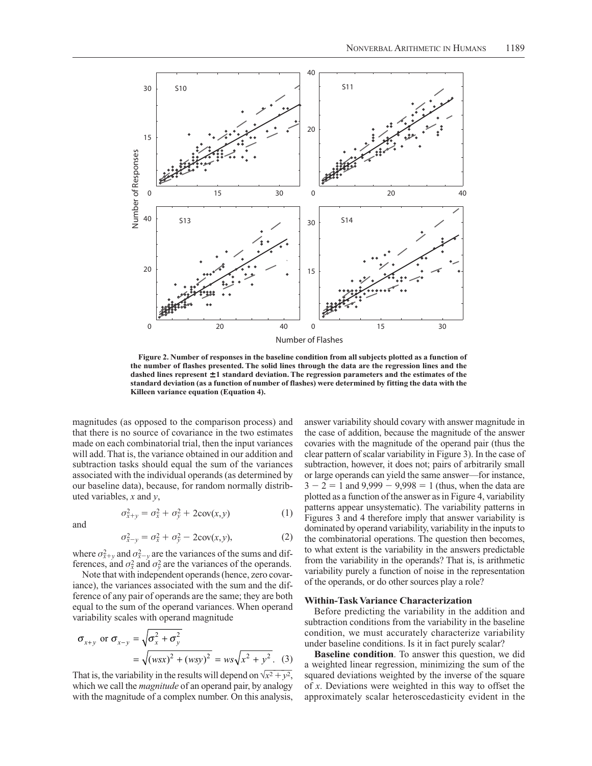Figure 2. Number of responses in the baseline condition from all subjects plotted as a function of the number of flashes presented. The solid lines through the data are the regression lines and the dashed lines represent ±1 standard deviation. The regression parameters and the estimates of the standard deviation (as a function of number of flashes) were determined by fitting the data with the Killeen variance equation (Equation 4).

magnitudes (as opposed to the comparison process) and that there is no source of covariance in the two estimates made on each combinatorial trial, then the input variances will add. That is, the variance obtained in our addition and subtraction tasks should equal the sum of the variances associated with the individual operands (as determined by our baseline data), because, for random normally distributed variables, $x$ and $y$,

$$\sigma_{x+y}^2 = \sigma_x^2 + \sigma_y^2 + 2\text{cov}(x,y) \quad (1)$$

and

$$\sigma_{x-y}^2 = \sigma_x^2 + \sigma_y^2 - 2\text{cov}(x,y), \quad (2)$$

where $\sigma_{x+y}^2$ and $\sigma_{x-y}^2$ are the variances of the sums and differences, and $\sigma_x^2$ and $\sigma_y^2$ are the variances of the operands.

Note that with independent operands (hence, zero covariance), the variances associated with the sum and the difference of any pair of operands are the same; they are both equal to the sum of the operand variances. When operand variability scales with operand magnitude

$$\sigma_{x+y} \text{ or } \sigma_{x-y} = \sqrt{\sigma_x^2 + \sigma_y^2} = \sqrt{(wsx)^2 + (wsy)^2} = ws\sqrt{x^2 + y^2}. \quad (3)$$

That is, the variability in the results will depend on $\sqrt{x^2 + y^2}$, which we call the *magnitude* of an operand pair, by analogy with the magnitude of a complex number. On this analysis, answer variability should covary with answer magnitude in the case of addition, because the magnitude of the answer covaries with the magnitude of the operand pair (thus the clear pattern of scalar variability in Figure 3). In the case of subtraction, however, it does not; pairs of arbitrarily small or large operands can yield the same answer—for instance, $3 - 2 = 1$ and $9{,}999 - 9{,}998 = 1$ (thus, when the data are plotted as a function of the answer as in Figure 4, variability patterns appear unsystematic). The variability patterns in Figures 3 and 4 therefore imply that answer variability is dominated by operand variability, variability in the inputs to the combinatorial operations. The question then becomes, to what extent is the variability in the answers predictable from the variability in the operands? That is, is arithmetic variability purely a function of noise in the representation of the operands, or do other sources play a role?

### Within-Task Variance Characterization

Before predicting the variability in the addition and subtraction conditions from the variability in the baseline condition, we must accurately characterize variability under baseline conditions. Is it in fact purely scalar?

**Baseline condition**. To answer this question, we did a weighted linear regression, minimizing the sum of the squared deviations weighted by the inverse of the square of $x$. Deviations were weighted in this way to offset the approximately scalar heteroscedasticity evident in the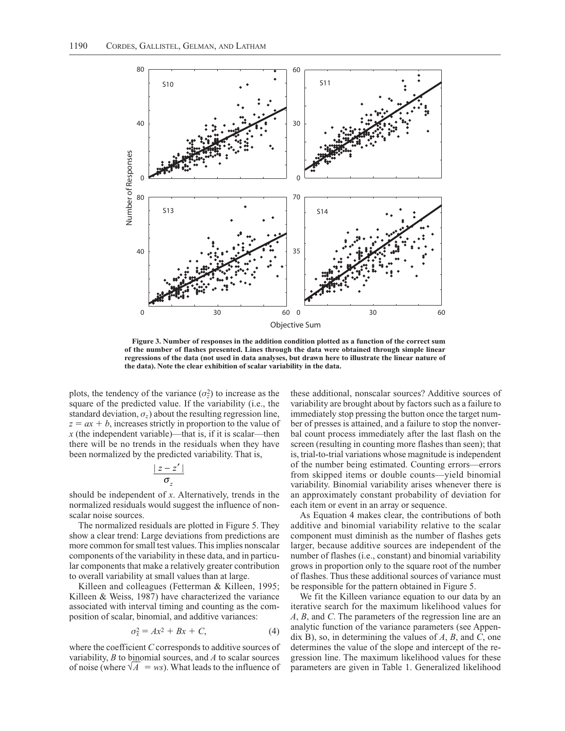**Figure 3. Number of responses in the addition condition plotted as a function of the correct sum of the number of flashes presented. Lines through the data were obtained through simple linear regressions of the data (not used in data analyses, but drawn here to illustrate the linear nature of the data). Note the clear exhibition of scalar variability in the data.**

plots, the tendency of the variance ($\sigma_z^2$) to increase as the square of the predicted value. If the variability (i.e., the standard deviation, $\sigma_z$) about the resulting regression line, $z = ax + b$, increases strictly in proportion to the value of $x$ (the independent variable)—that is, if it is scalar—then there will be no trends in the residuals when they have been normalized by the predicted variability. That is,

$$\frac{|z - z'|}{\sigma_z}$$

should be independent of $x$. Alternatively, trends in the normalized residuals would suggest the influence of nonscalar noise sources.

The normalized residuals are plotted in Figure 5. They show a clear trend: Large deviations from predictions are more common for small test values. This implies nonscalar components of the variability in these data, and in particular components that make a relatively greater contribution to overall variability at small values than at large.

Killeen and colleagues (Fetterman & Killeen, 1995; Killeen & Weiss, 1987) have characterized the variance associated with interval timing and counting as the composition of scalar, binomial, and additive variances:

$$\sigma_x^2 = Ax^2 + Bx + C, \tag{4}$$

where the coefficient $C$ corresponds to additive sources of variability, $B$ to binomial sources, and $A$ to scalar sources of noise (where $\sqrt{A} = ws$). What leads to the influence of these additional, nonscalar sources? Additive sources of variability are brought about by factors such as a failure to immediately stop pressing the button once the target number of presses is attained, and a failure to stop the nonverbal count process immediately after the last flash on the screen (resulting in counting more flashes than seen); that is, trial-to-trial variations whose magnitude is independent of the number being estimated. Counting errors—errors from skipped items or double counts—yield binomial variability. Binomial variability arises whenever there is an approximately constant probability of deviation for each item or event in an array or sequence.

As Equation 4 makes clear, the contributions of both additive and binomial variability relative to the scalar component must diminish as the number of flashes gets larger, because additive sources are independent of the number of flashes (i.e., constant) and binomial variability grows in proportion only to the square root of the number of flashes. Thus these additional sources of variance must be responsible for the pattern obtained in Figure 5.

We fit the Killeen variance equation to our data by an iterative search for the maximum likelihood values for $A$, $B$, and $C$. The parameters of the regression line are an analytic function of the variance parameters (see Appendix B), so, in determining the values of $A$, $B$, and $C$, one determines the value of the slope and intercept of the regression line. The maximum likelihood values for these parameters are given in Table 1. Generalized likelihood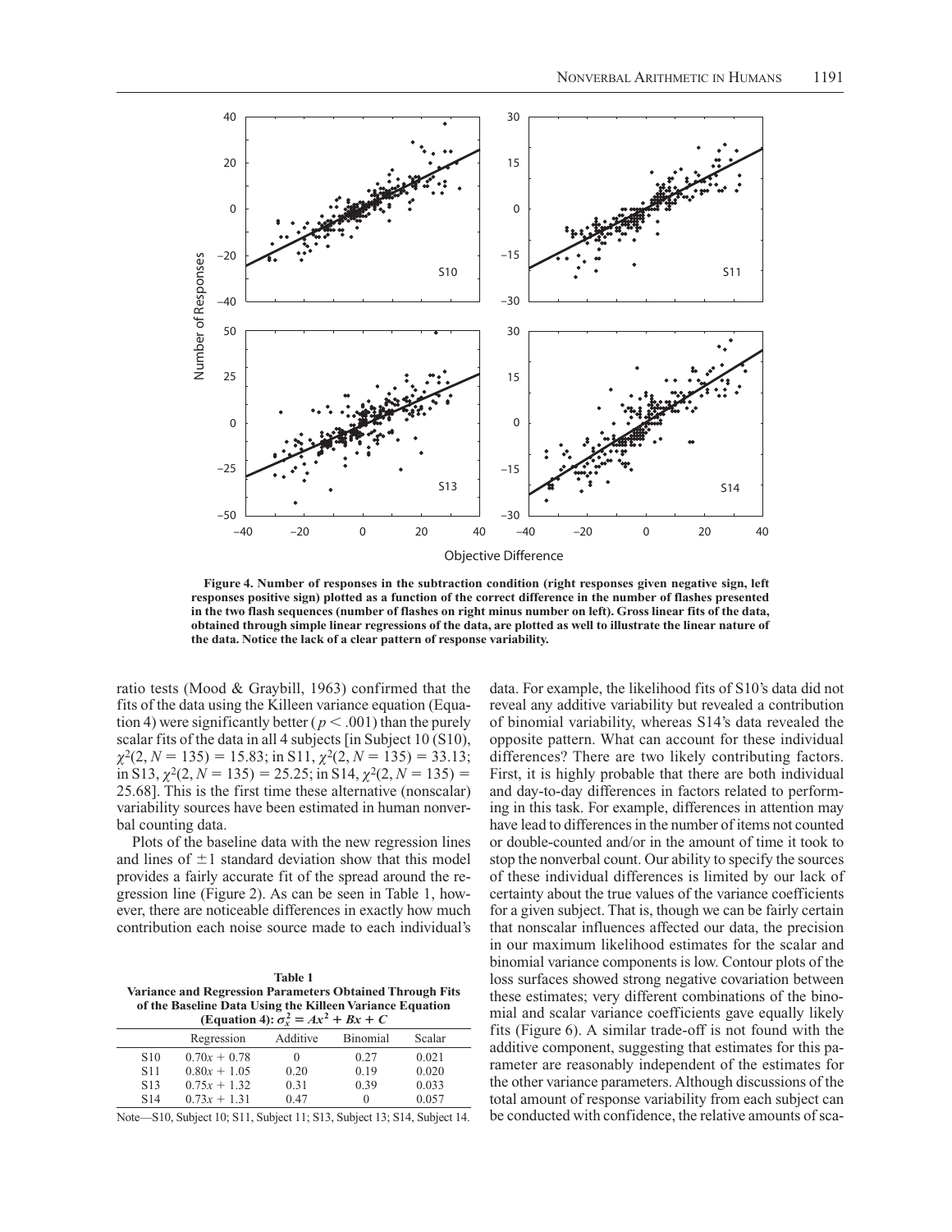Figure 4. Number of responses in the subtraction condition (right responses given negative sign, left responses positive sign) plotted as a function of the correct difference in the number of flashes presented in the two flash sequences (number of flashes on right minus number on left). Gross linear fits of the data, obtained through simple linear regressions of the data, are plotted as well to illustrate the linear nature of the data. Notice the lack of a clear pattern of response variability.

ratio tests (Mood & Graybill, 1963) confirmed that the fits of the data using the Killeen variance equation (Equation 4) were significantly better ($p < .001$) than the purely scalar fits of the data in all 4 subjects [in Subject 10 (S10), $\chi^2(2, N = 135) = 15.83$; in S11, $\chi^2(2, N = 135) = 33.13$; in S13, $\chi^2(2, N = 135) = 25.25$; in S14, $\chi^2(2, N = 135) = 25.68$]. This is the first time these alternative (nonscalar) variability sources have been estimated in human nonverbal counting data.

Plots of the baseline data with the new regression lines and lines of $\pm 1$ standard deviation show that this model provides a fairly accurate fit of the spread around the regression line (Figure 2). As can be seen in Table 1, however, there are noticeable differences in exactly how much contribution each noise source made to each individual's data. For example, the likelihood fits of S10's data did not reveal any additive variability but revealed a contribution of binomial variability, whereas S14's data revealed the opposite pattern. What can account for these individual differences? There are two likely contributing factors. First, it is highly probable that there are both individual and day-to-day differences in factors related to performing in this task. For example, differences in attention may have lead to differences in the number of items not counted or double-counted and/or in the amount of time it took to stop the nonverbal count. Our ability to specify the sources of these individual differences is limited by our lack of certainty about the true values of the variance coefficients for a given subject. That is, though we can be fairly certain that nonscalar influences affected our data, the precision in our maximum likelihood estimates for the scalar and binomial variance components is low. Contour plots of the loss surfaces showed strong negative covariation between these estimates; very different combinations of the binomial and scalar variance coefficients gave equally likely fits (Figure 6). A similar trade-off is not found with the additive component, suggesting that estimates for this parameter are reasonably independent of the estimates for the other variance parameters. Although discussions of the total amount of response variability from each subject can be conducted with confidence, the relative amounts of sca-

**Table 1**
**Variance and Regression Parameters Obtained Through Fits of the Baseline Data Using the Killeen Variance Equation (Equation 4): $\sigma_x^2 = Ax^2 + Bx + C$**

| | Regression | Additive | Binomial | Scalar |
|---|---|---|---|---|
| S10 | $0.70x + 0.78$ | 0 | 0.27 | 0.021 |
| S11 | $0.80x + 1.05$ | 0.20 | 0.19 | 0.020 |
| S13 | $0.75x + 1.32$ | 0.31 | 0.39 | 0.033 |
| S14 | $0.73x + 1.31$ | 0.47 | 0 | 0.057 |

Note—S10, Subject 10; S11, Subject 11; S13, Subject 13; S14, Subject 14.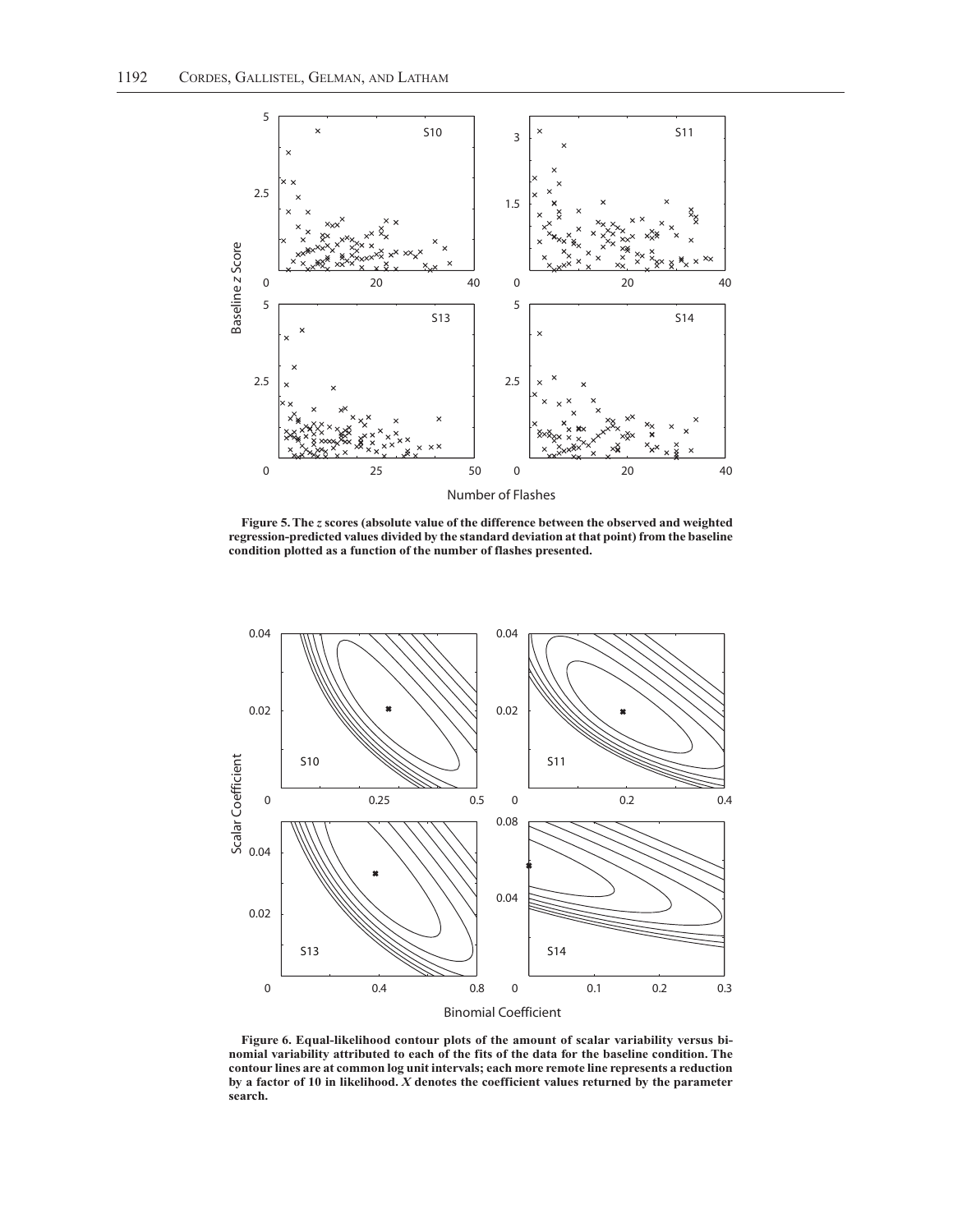**Figure 5. The *z* scores (absolute value of the difference between the observed and weighted regression-predicted values divided by the standard deviation at that point) from the baseline condition plotted as a function of the number of flashes presented.**

**Figure 6. Equal-likelihood contour plots of the amount of scalar variability versus binomial variability attributed to each of the fits of the data for the baseline condition. The contour lines are at common log unit intervals; each more remote line represents a reduction by a factor of 10 in likelihood. *X* denotes the coefficient values returned by the parameter search.**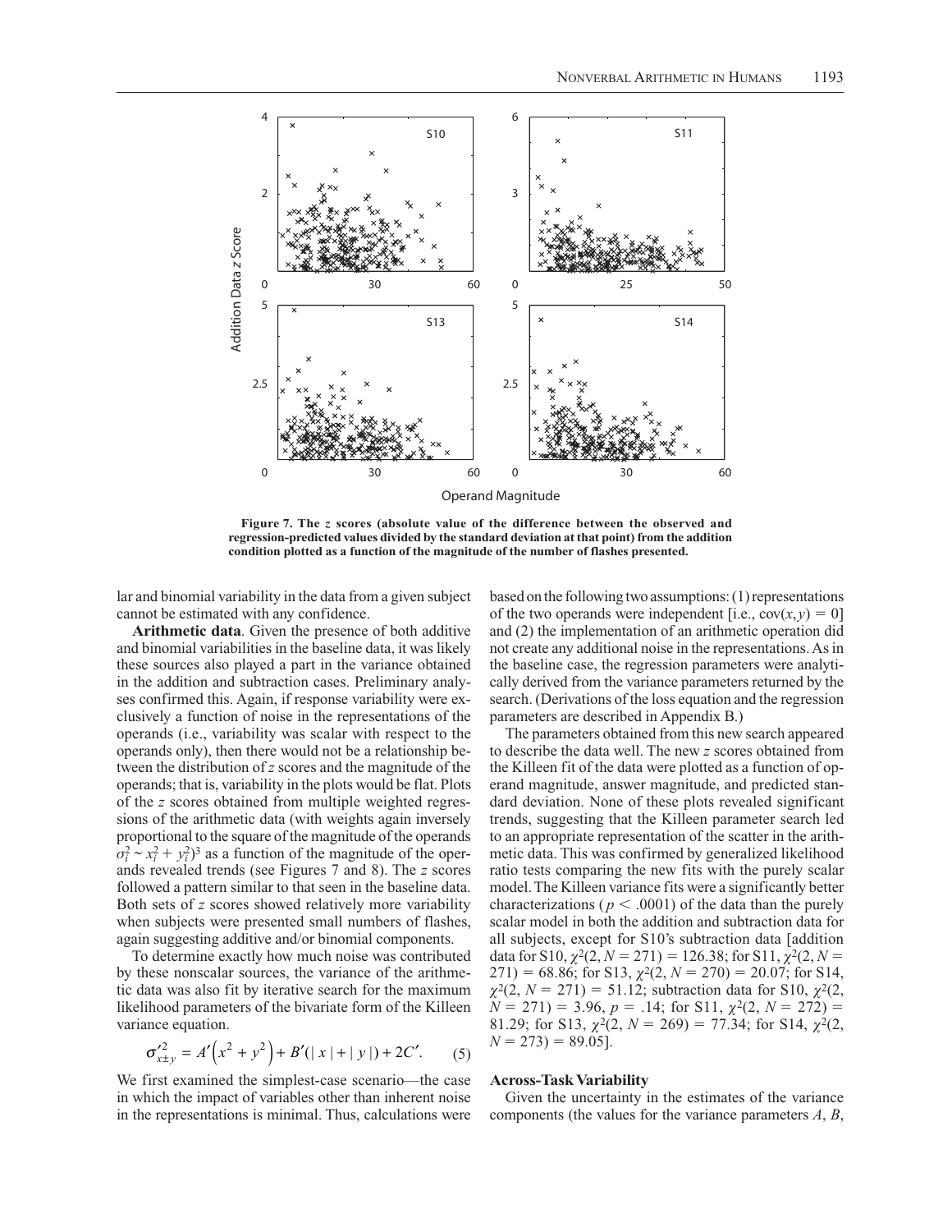**Figure 7. The *z* scores (absolute value of the difference between the observed and regression-predicted values divided by the standard deviation at that point) from the addition condition plotted as a function of the magnitude of the number of flashes presented.**

lar and binomial variability in the data from a given subject cannot be estimated with any confidence.

**Arithmetic data**. Given the presence of both additive and binomial variabilities in the baseline data, it was likely these sources also played a part in the variance obtained in the addition and subtraction cases. Preliminary analyses confirmed this. Again, if response variability were exclusively a function of noise in the representations of the operands (i.e., variability was scalar with respect to the operands only), then there would not be a relationship between the distribution of *z* scores and the magnitude of the operands; that is, variability in the plots would be flat. Plots of the *z* scores obtained from multiple weighted regressions of the arithmetic data (with weights again inversely proportional to the square of the magnitude of the operands $\sigma_i^2 \sim x_i^2 + y_i^2)^3$ as a function of the magnitude of the operands revealed trends (see Figures 7 and 8). The *z* scores followed a pattern similar to that seen in the baseline data. Both sets of *z* scores showed relatively more variability when subjects were presented small numbers of flashes, again suggesting additive and/or binomial components.

To determine exactly how much noise was contributed by these nonscalar sources, the variance of the arithmetic data was also fit by iterative search for the maximum likelihood parameters of the bivariate form of the Killeen variance equation.

$$\sigma'^2_{x \pm y} = A'\left(x^2 + y^2\right) + B'(|x| + |y|) + 2C'. \tag{5}$$

We first examined the simplest-case scenario—the case in which the impact of variables other than inherent noise in the representations is minimal. Thus, calculations were based on the following two assumptions: (1) representations of the two operands were independent [i.e., $\mathrm{cov}(x, y) = 0$] and (2) the implementation of an arithmetic operation did not create any additional noise in the representations. As in the baseline case, the regression parameters were analytically derived from the variance parameters returned by the search. (Derivations of the loss equation and the regression parameters are described in Appendix B.)

The parameters obtained from this new search appeared to describe the data well. The new *z* scores obtained from the Killeen fit of the data were plotted as a function of operand magnitude, answer magnitude, and predicted standard deviation. None of these plots revealed significant trends, suggesting that the Killeen parameter search led to an appropriate representation of the scatter in the arithmetic data. This was confirmed by generalized likelihood ratio tests comparing the new fits with the purely scalar model. The Killeen variance fits were a significantly better characterizations ($p < .0001$) of the data than the purely scalar model in both the addition and subtraction data for all subjects, except for S10's subtraction data [addition data for S10, $\chi^2(2, N = 271) = 126.38$; for S11, $\chi^2(2, N = 271) = 68.86$; for S13, $\chi^2(2, N = 270) = 20.07$; for S14, $\chi^2(2, N = 271) = 51.12$; subtraction data for S10, $\chi^2(2, N = 271) = 3.96$, $p = .14$; for S11, $\chi^2(2, N = 272) = 81.29$; for S13, $\chi^2(2, N = 269) = 77.34$; for S14, $\chi^2(2, N = 273) = 89.05$].

### Across-Task Variability

Given the uncertainty in the estimates of the variance components (the values for the variance parameters *A*, *B*,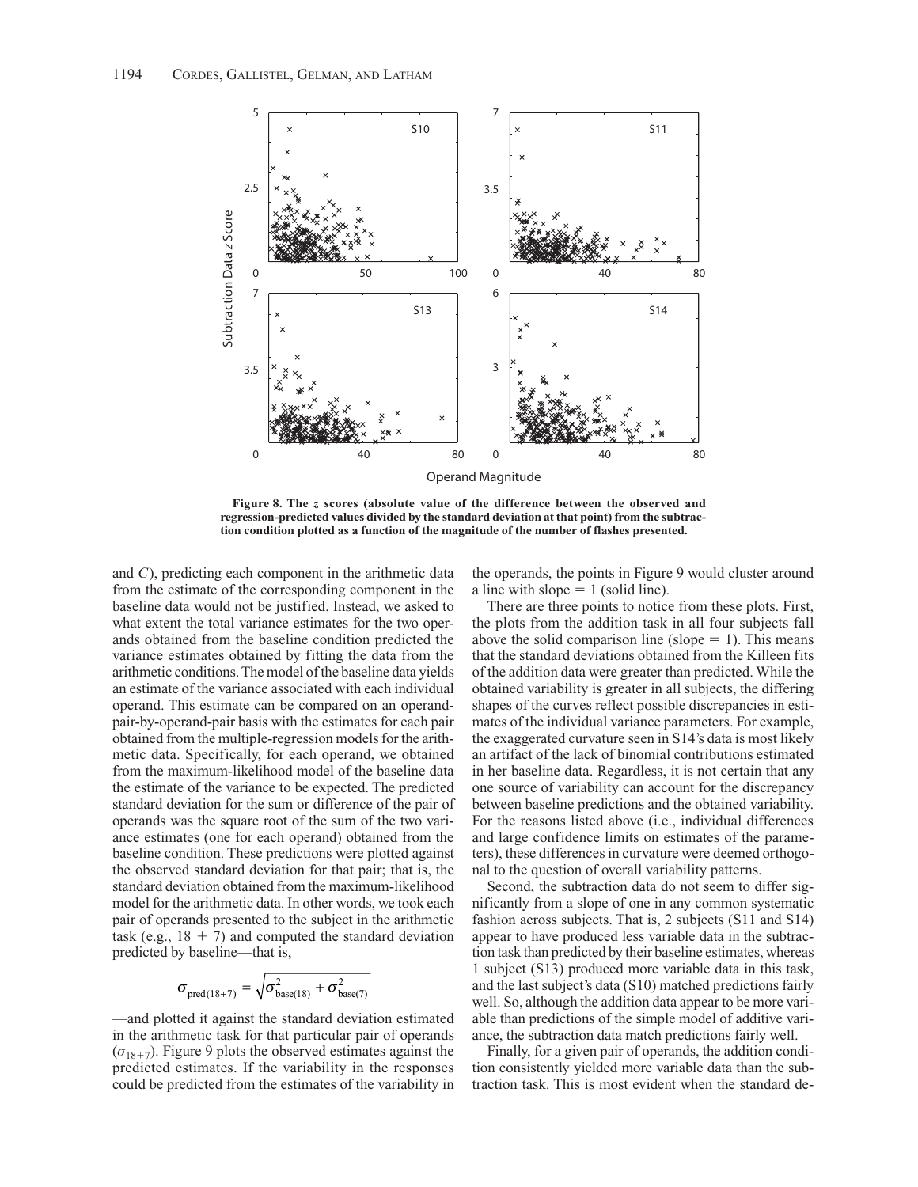**Figure 8. The *z* scores (absolute value of the difference between the observed and regression-predicted values divided by the standard deviation at that point) from the subtraction condition plotted as a function of the magnitude of the number of flashes presented.**

and *C*), predicting each component in the arithmetic data from the estimate of the corresponding component in the baseline data would not be justified. Instead, we asked to what extent the total variance estimates for the two operands obtained from the baseline condition predicted the variance estimates obtained by fitting the data from the arithmetic conditions. The model of the baseline data yields an estimate of the variance associated with each individual operand. This estimate can be compared on an operand-pair-by-operand-pair basis with the estimates for each pair obtained from the multiple-regression models for the arithmetic data. Specifically, for each operand, we obtained from the maximum-likelihood model of the baseline data the estimate of the variance to be expected. The predicted standard deviation for the sum or difference of the pair of operands was the square root of the sum of the two variance estimates (one for each operand) obtained from the baseline condition. These predictions were plotted against the observed standard deviation for that pair; that is, the standard deviation obtained from the maximum-likelihood model for the arithmetic data. In other words, we took each pair of operands presented to the subject in the arithmetic task (e.g., 18 + 7) and computed the standard deviation predicted by baseline—that is,

$$\sigma_{\text{pred}(18+7)} = \sqrt{\sigma^2_{\text{base}(18)} + \sigma^2_{\text{base}(7)}}$$

—and plotted it against the standard deviation estimated in the arithmetic task for that particular pair of operands ($\sigma_{18+7}$). Figure 9 plots the observed estimates against the predicted estimates. If the variability in the responses could be predicted from the estimates of the variability in the operands, the points in Figure 9 would cluster around a line with slope = 1 (solid line).

There are three points to notice from these plots. First, the plots from the addition task in all four subjects fall above the solid comparison line (slope = 1). This means that the standard deviations obtained from the Killeen fits of the addition data were greater than predicted. While the obtained variability is greater in all subjects, the differing shapes of the curves reflect possible discrepancies in estimates of the individual variance parameters. For example, the exaggerated curvature seen in S14's data is most likely an artifact of the lack of binomial contributions estimated in her baseline data. Regardless, it is not certain that any one source of variability can account for the discrepancy between baseline predictions and the obtained variability. For the reasons listed above (i.e., individual differences and large confidence limits on estimates of the parameters), these differences in curvature were deemed orthogonal to the question of overall variability patterns.

Second, the subtraction data do not seem to differ significantly from a slope of one in any common systematic fashion across subjects. That is, 2 subjects (S11 and S14) appear to have produced less variable data in the subtraction task than predicted by their baseline estimates, whereas 1 subject (S13) produced more variable data in this task, and the last subject's data (S10) matched predictions fairly well. So, although the addition data appear to be more variable than predictions of the simple model of additive variance, the subtraction data match predictions fairly well.

Finally, for a given pair of operands, the addition condition consistently yielded more variable data than the subtraction task. This is most evident when the standard de-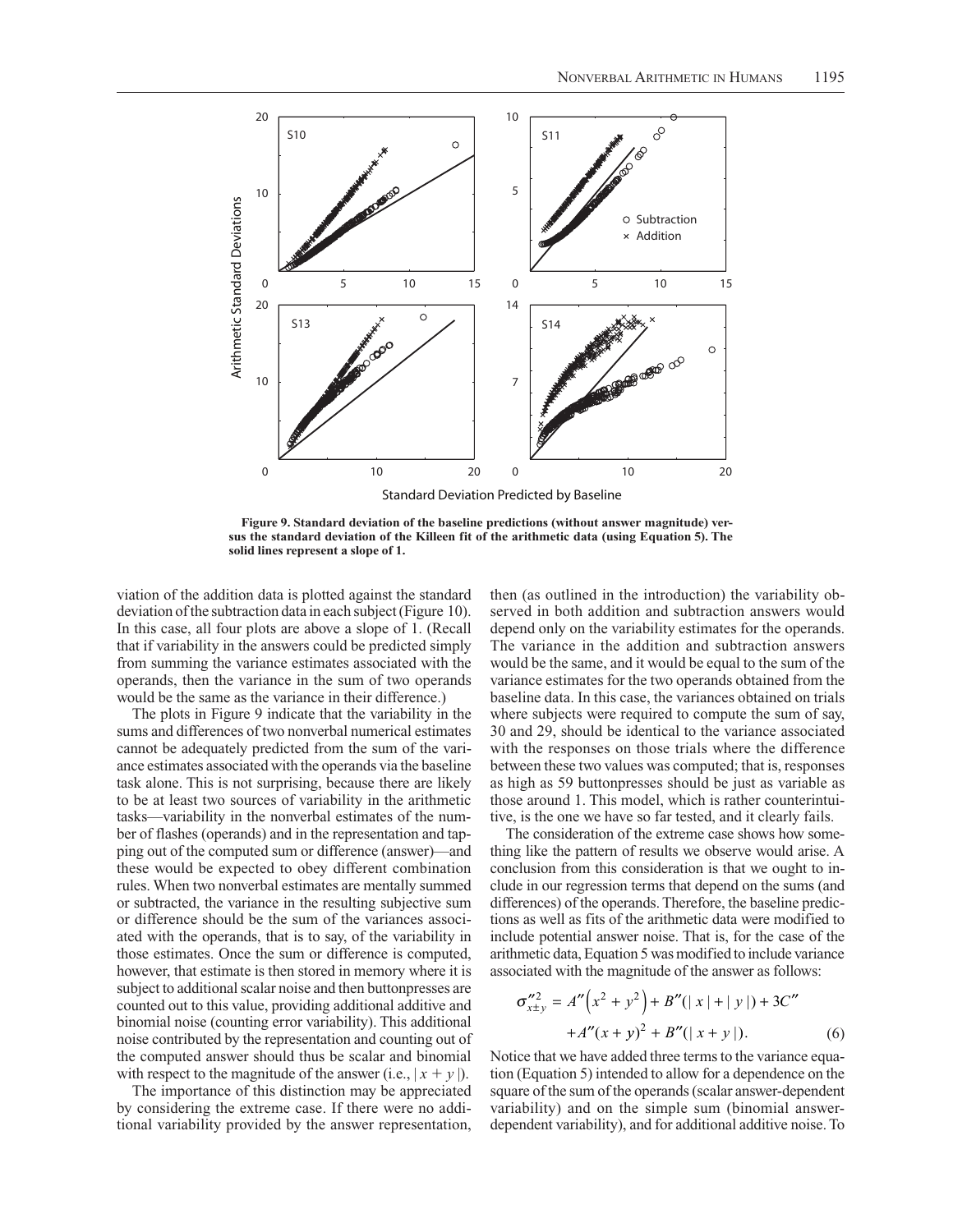S10

S11

S13

S14

Arithmetic Standard Deviations

Standard Deviation Predicted by Baseline

Subtraction

Addition

**Figure 9. Standard deviation of the baseline predictions (without answer magnitude) versus the standard deviation of the Killeen fit of the arithmetic data (using Equation 5). The solid lines represent a slope of 1.**

viation of the addition data is plotted against the standard deviation of the subtraction data in each subject (Figure 10). In this case, all four plots are above a slope of 1. (Recall that if variability in the answers could be predicted simply from summing the variance estimates associated with the operands, then the variance in the sum of two operands would be the same as the variance in their difference.)

The plots in Figure 9 indicate that the variability in the sums and differences of two nonverbal numerical estimates cannot be adequately predicted from the sum of the variance estimates associated with the operands via the baseline task alone. This is not surprising, because there are likely to be at least two sources of variability in the arithmetic tasks—variability in the nonverbal estimates of the number of flashes (operands) and in the representation and tapping out of the computed sum or difference (answer)—and these would be expected to obey different combination rules. When two nonverbal estimates are mentally summed or subtracted, the variance in the resulting subjective sum or difference should be the sum of the variances associated with the operands, that is to say, of the variability in those estimates. Once the sum or difference is computed, however, that estimate is then stored in memory where it is subject to additional scalar noise and then buttonpresses are counted out to this value, providing additional additive and binomial noise (counting error variability). This additional noise contributed by the representation and counting out of the computed answer should thus be scalar and binomial with respect to the magnitude of the answer (i.e., $|x + y|$).

The importance of this distinction may be appreciated by considering the extreme case. If there were no additional variability provided by the answer representation, then (as outlined in the introduction) the variability observed in both addition and subtraction answers would depend only on the variability estimates for the operands. The variance in the addition and subtraction answers would be the same, and it would be equal to the sum of the variance estimates for the two operands obtained from the baseline data. In this case, the variances obtained on trials where subjects were required to compute the sum of say, 30 and 29, should be identical to the variance associated with the responses on those trials where the difference between these two values was computed; that is, responses as high as 59 buttonpresses should be just as variable as those around 1. This model, which is rather counterintuitive, is the one we have so far tested, and it clearly fails.

The consideration of the extreme case shows how something like the pattern of results we observe would arise. A conclusion from this consideration is that we ought to include in our regression terms that depend on the sums (and differences) of the operands. Therefore, the baseline predictions as well as fits of the arithmetic data were modified to include potential answer noise. That is, for the case of the arithmetic data, Equation 5 was modified to include variance associated with the magnitude of the answer as follows:

$$\sigma''^{2}_{x \pm y} = A''\left(x^2 + y^2\right) + B''(|x| + |y|) + 3C'' + A''(x + y)^2 + B''(|x + y|). \quad (6)$$

Notice that we have added three terms to the variance equation (Equation 5) intended to allow for a dependence on the square of the sum of the operands (scalar answer-dependent variability) and on the simple sum (binomial answer-dependent variability), and for additional additive noise. To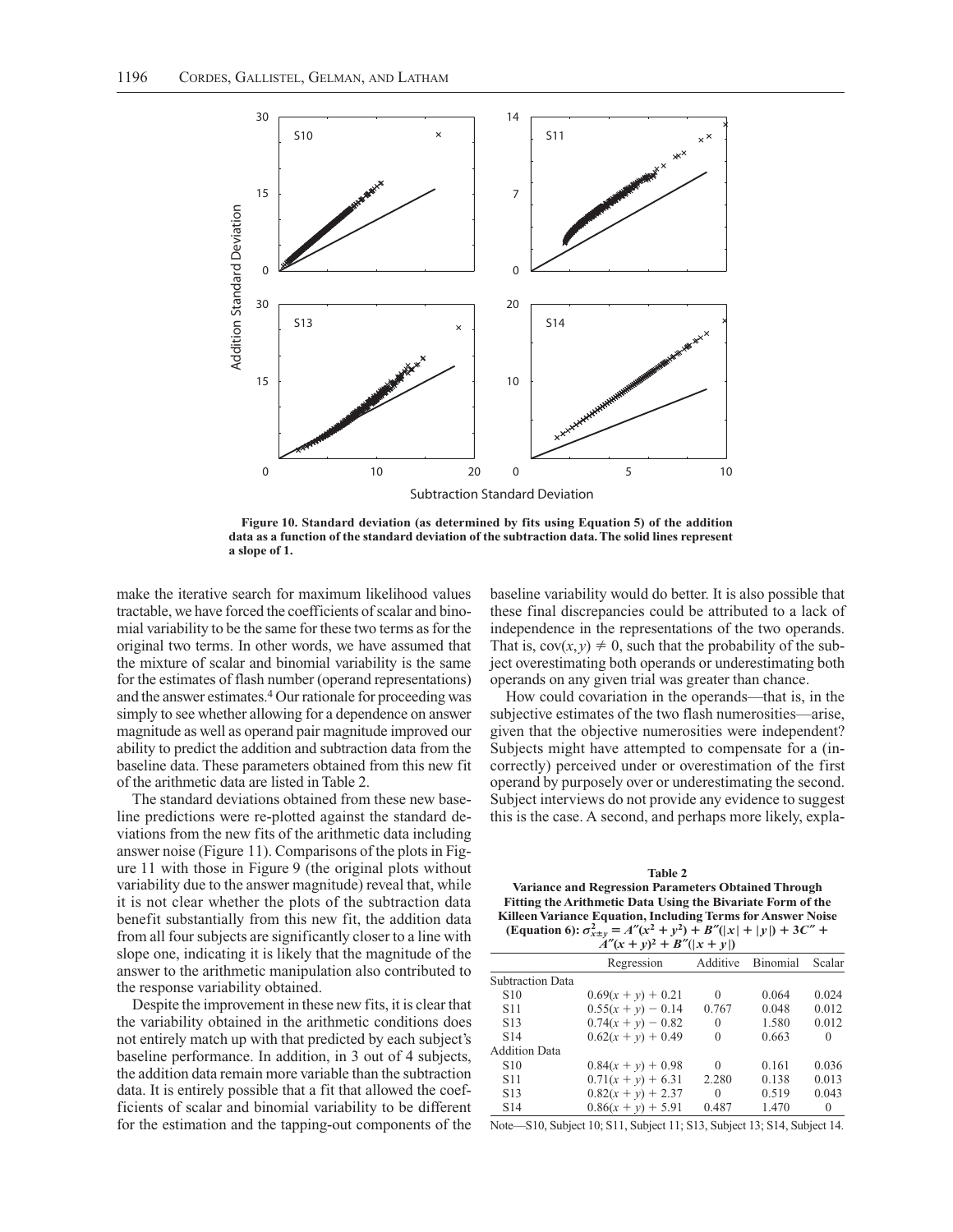Figure 10. Standard deviation (as determined by fits using Equation 5) of the addition data as a function of the standard deviation of the subtraction data. The solid lines represent a slope of 1.

make the iterative search for maximum likelihood values tractable, we have forced the coefficients of scalar and binomial variability to be the same for these two terms as for the original two terms. In other words, we have assumed that the mixture of scalar and binomial variability is the same for the estimates of flash number (operand representations) and the answer estimates.[4] Our rationale for proceeding was simply to see whether allowing for a dependence on answer magnitude as well as operand pair magnitude improved our ability to predict the addition and subtraction data from the baseline data. These parameters obtained from this new fit of the arithmetic data are listed in Table 2.

The standard deviations obtained from these new baseline predictions were re-plotted against the standard deviations from the new fits of the arithmetic data including answer noise (Figure 11). Comparisons of the plots in Figure 11 with those in Figure 9 (the original plots without variability due to the answer magnitude) reveal that, while it is not clear whether the plots of the subtraction data benefit substantially from this new fit, the addition data from all four subjects are significantly closer to a line with slope one, indicating it is likely that the magnitude of the answer to the arithmetic manipulation also contributed to the response variability obtained.

Despite the improvement in these new fits, it is clear that the variability obtained in the arithmetic conditions does not entirely match up with that predicted by each subject's baseline performance. In addition, in 3 out of 4 subjects, the addition data remain more variable than the subtraction data. It is entirely possible that a fit that allowed the coefficients of scalar and binomial variability to be different for the estimation and the tapping-out components of the baseline variability would do better. It is also possible that these final discrepancies could be attributed to a lack of independence in the representations of the two operands. That is, $\mathrm{cov}(x, y) \neq 0$, such that the probability of the subject overestimating both operands or underestimating both operands on any given trial was greater than chance.

How could covariation in the operands—that is, in the subjective estimates of the two flash numerosities—arise, given that the objective numerosities were independent? Subjects might have attempted to compensate for a (incorrectly) perceived under or overestimation of the first operand by purposely over or underestimating the second. Subject interviews do not provide any evidence to suggest this is the case. A second, and perhaps more likely, expla-

**Table 2**
**Variance and Regression Parameters Obtained Through Fitting the Arithmetic Data Using the Bivariate Form of the Killeen Variance Equation, Including Terms for Answer Noise (Equation 6): $\sigma^2_{x \pm y} = A''(x^2 + y^2) + B''(|x| + |y|) + 3C'' + A''(x + y)^2 + B''(|x + y|)$**

| | Regression | Additive | Binomial | Scalar |
|---|---|---|---|---|
| Subtraction Data | | | | |
| S10 | $0.69(x + y) + 0.21$ | 0 | 0.064 | 0.024 |
| S11 | $0.55(x + y) - 0.14$ | 0.767 | 0.048 | 0.012 |
| S13 | $0.74(x + y) - 0.82$ | 0 | 1.580 | 0.012 |
| S14 | $0.62(x + y) + 0.49$ | 0 | 0.663 | 0 |
| Addition Data | | | | |
| S10 | $0.84(x + y) + 0.98$ | 0 | 0.161 | 0.036 |
| S11 | $0.71(x + y) + 6.31$ | 2.280 | 0.138 | 0.013 |
| S13 | $0.82(x + y) + 2.37$ | 0 | 0.519 | 0.043 |
| S14 | $0.86(x + y) + 5.91$ | 0.487 | 1.470 | 0 |

Note—S10, Subject 10; S11, Subject 11; S13, Subject 13; S14, Subject 14.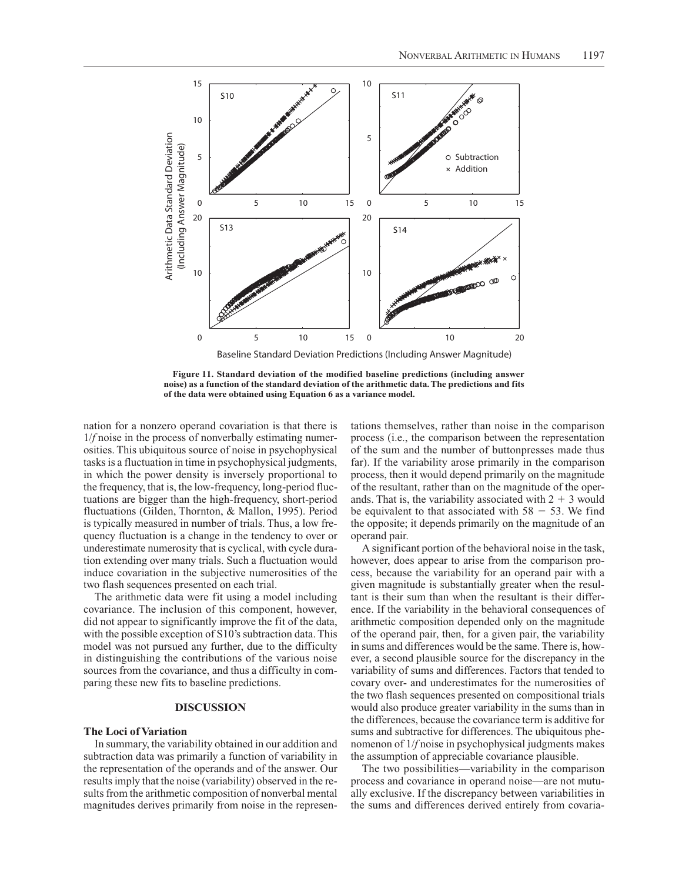**Figure 11. Standard deviation of the modified baseline predictions (including answer noise) as a function of the standard deviation of the arithmetic data. The predictions and fits of the data were obtained using Equation 6 as a variance model.**

nation for a nonzero operand covariation is that there is $1/f$ noise in the process of nonverbally estimating numerosities. This ubiquitous source of noise in psychophysical tasks is a fluctuation in time in psychophysical judgments, in which the power density is inversely proportional to the frequency, that is, the low-frequency, long-period fluctuations are bigger than the high-frequency, short-period fluctuations (Gilden, Thornton, & Mallon, 1995). Period is typically measured in number of trials. Thus, a low frequency fluctuation is a change in the tendency to over or underestimate numerosity that is cyclical, with cycle duration extending over many trials. Such a fluctuation would induce covariation in the subjective numerosities of the two flash sequences presented on each trial.

The arithmetic data were fit using a model including covariance. The inclusion of this component, however, did not appear to significantly improve the fit of the data, with the possible exception of S10's subtraction data. This model was not pursued any further, due to the difficulty in distinguishing the contributions of the various noise sources from the covariance, and thus a difficulty in comparing these new fits to baseline predictions.

## DISCUSSION

### The Loci of Variation

In summary, the variability obtained in our addition and subtraction data was primarily a function of variability in the representation of the operands and of the answer. Our results imply that the noise (variability) observed in the results from the arithmetic composition of nonverbal mental magnitudes derives primarily from noise in the representations themselves, rather than noise in the comparison process (i.e., the comparison between the representation of the sum and the number of buttonpresses made thus far). If the variability arose primarily in the comparison process, then it would depend primarily on the magnitude of the resultant, rather than on the magnitude of the operands. That is, the variability associated with $2 + 3$ would be equivalent to that associated with $58 - 53$. We find the opposite; it depends primarily on the magnitude of an operand pair.

A significant portion of the behavioral noise in the task, however, does appear to arise from the comparison process, because the variability for an operand pair with a given magnitude is substantially greater when the resultant is their sum than when the resultant is their difference. If the variability in the behavioral consequences of arithmetic composition depended only on the magnitude of the operand pair, then, for a given pair, the variability in sums and differences would be the same. There is, however, a second plausible source for the discrepancy in the variability of sums and differences. Factors that tended to covary over- and underestimates for the numerosities of the two flash sequences presented on compositional trials would also produce greater variability in the sums than in the differences, because the covariance term is additive for sums and subtractive for differences. The ubiquitous phenomenon of $1/f$ noise in psychophysical judgments makes the assumption of appreciable covariance plausible.

The two possibilities—variability in the comparison process and covariance in operand noise—are not mutually exclusive. If the discrepancy between variabilities in the sums and differences derived entirely from covaria-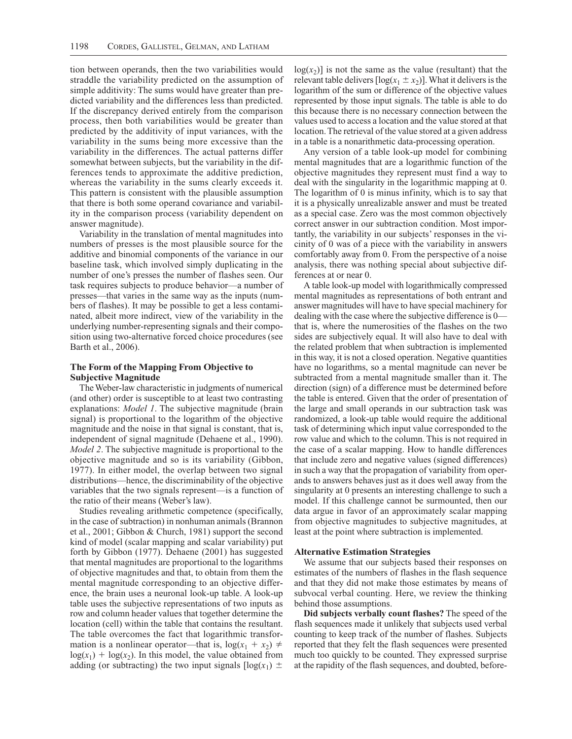tion between operands, then the two variabilities would straddle the variability predicted on the assumption of simple additivity: The sums would have greater than predicted variability and the differences less than predicted. If the discrepancy derived entirely from the comparison process, then both variabilities would be greater than predicted by the additivity of input variances, with the variability in the sums being more excessive than the variability in the differences. The actual patterns differ somewhat between subjects, but the variability in the differences tends to approximate the additive prediction, whereas the variability in the sums clearly exceeds it. This pattern is consistent with the plausible assumption that there is both some operand covariance and variability in the comparison process (variability dependent on answer magnitude).

Variability in the translation of mental magnitudes into numbers of presses is the most plausible source for the additive and binomial components of the variance in our baseline task, which involved simply duplicating in the number of one's presses the number of flashes seen. Our task requires subjects to produce behavior—a number of presses—that varies in the same way as the inputs (numbers of flashes). It may be possible to get a less contaminated, albeit more indirect, view of the variability in the underlying number-representing signals and their composition using two-alternative forced choice procedures (see Barth et al., 2006).

### The Form of the Mapping From Objective to Subjective Magnitude

The Weber-law characteristic in judgments of numerical (and other) order is susceptible to at least two contrasting explanations: *Model 1*. The subjective magnitude (brain signal) is proportional to the logarithm of the objective magnitude and the noise in that signal is constant, that is, independent of signal magnitude (Dehaene et al., 1990). *Model 2*. The subjective magnitude is proportional to the objective magnitude and so is its variability (Gibbon, 1977). In either model, the overlap between two signal distributions—hence, the discriminability of the objective variables that the two signals represent—is a function of the ratio of their means (Weber's law).

Studies revealing arithmetic competence (specifically, in the case of subtraction) in nonhuman animals (Brannon et al., 2001; Gibbon & Church, 1981) support the second kind of model (scalar mapping and scalar variability) put forth by Gibbon (1977). Dehaene (2001) has suggested that mental magnitudes are proportional to the logarithms of objective magnitudes and that, to obtain from them the mental magnitude corresponding to an objective difference, the brain uses a neuronal look-up table. A look-up table uses the subjective representations of two inputs as row and column header values that together determine the location (cell) within the table that contains the resultant. The table overcomes the fact that logarithmic transformation is a nonlinear operator—that is, $\log(x_1 + x_2) \neq \log(x_1) + \log(x_2)$. In this model, the value obtained from adding (or subtracting) the two input signals $[\log(x_1) \pm \log(x_2)]$ is not the same as the value (resultant) that the relevant table delivers $[\log(x_1 \pm x_2)]$. What it delivers is the logarithm of the sum or difference of the objective values represented by those input signals. The table is able to do this because there is no necessary connection between the values used to access a location and the value stored at that location. The retrieval of the value stored at a given address in a table is a nonarithmetic data-processing operation.

Any version of a table look-up model for combining mental magnitudes that are a logarithmic function of the objective magnitudes they represent must find a way to deal with the singularity in the logarithmic mapping at 0. The logarithm of 0 is minus infinity, which is to say that it is a physically unrealizable answer and must be treated as a special case. Zero was the most common objectively correct answer in our subtraction condition. Most importantly, the variability in our subjects' responses in the vicinity of 0 was of a piece with the variability in answers comfortably away from 0. From the perspective of a noise analysis, there was nothing special about subjective differences at or near 0.

A table look-up model with logarithmically compressed mental magnitudes as representations of both entrant and answer magnitudes will have to have special machinery for dealing with the case where the subjective difference is 0—that is, where the numerosities of the flashes on the two sides are subjectively equal. It will also have to deal with the related problem that when subtraction is implemented in this way, it is not a closed operation. Negative quantities have no logarithms, so a mental magnitude can never be subtracted from a mental magnitude smaller than it. The direction (sign) of a difference must be determined before the table is entered. Given that the order of presentation of the large and small operands in our subtraction task was randomized, a look-up table would require the additional task of determining which input value corresponded to the row value and which to the column. This is not required in the case of a scalar mapping. How to handle differences that include zero and negative values (signed differences) in such a way that the propagation of variability from operands to answers behaves just as it does well away from the singularity at 0 presents an interesting challenge to such a model. If this challenge cannot be surmounted, then our data argue in favor of an approximately scalar mapping from objective magnitudes to subjective magnitudes, at least at the point where subtraction is implemented.

### Alternative Estimation Strategies

We assume that our subjects based their responses on estimates of the numbers of flashes in the flash sequence and that they did not make those estimates by means of subvocal verbal counting. Here, we review the thinking behind those assumptions.

**Did subjects verbally count flashes?** The speed of the flash sequences made it unlikely that subjects used verbal counting to keep track of the number of flashes. Subjects reported that they felt the flash sequences were presented much too quickly to be counted. They expressed surprise at the rapidity of the flash sequences, and doubted, before-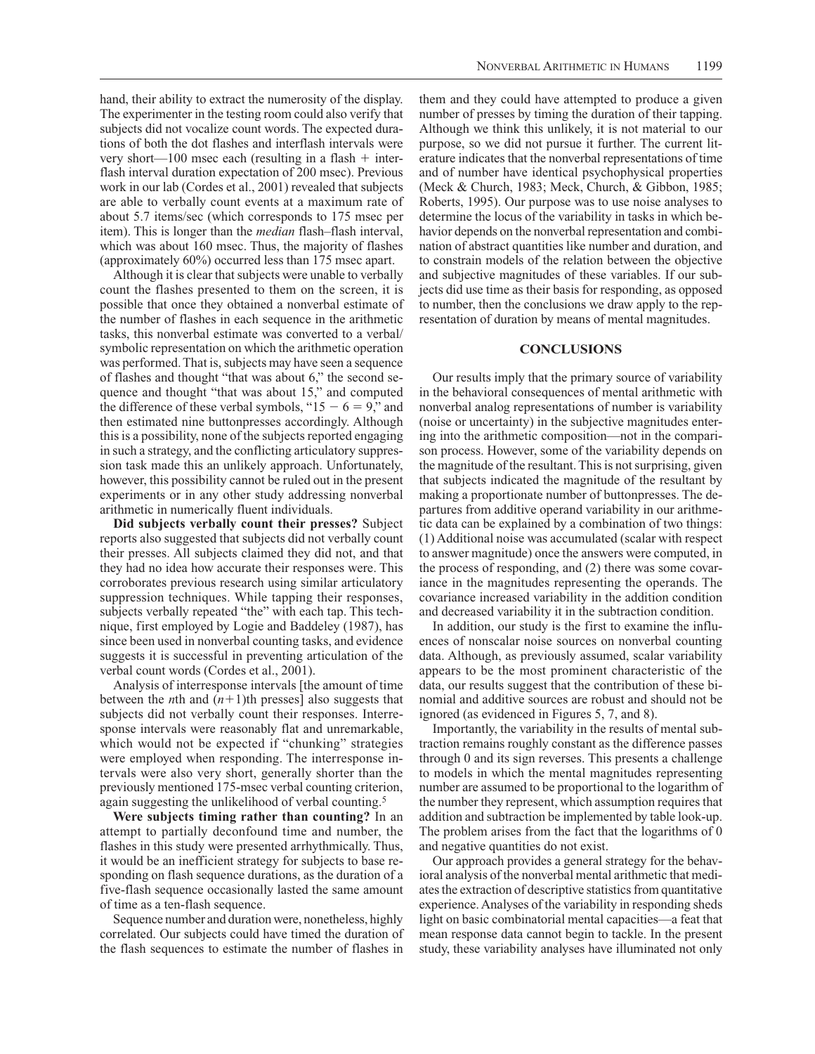hand, their ability to extract the numerosity of the display. The experimenter in the testing room could also verify that subjects did not vocalize count words. The expected durations of both the dot flashes and interflash intervals were very short—100 msec each (resulting in a flash + interflash interval duration expectation of 200 msec). Previous work in our lab (Cordes et al., 2001) revealed that subjects are able to verbally count events at a maximum rate of about 5.7 items/sec (which corresponds to 175 msec per item). This is longer than the *median* flash–flash interval, which was about 160 msec. Thus, the majority of flashes (approximately 60%) occurred less than 175 msec apart.

Although it is clear that subjects were unable to verbally count the flashes presented to them on the screen, it is possible that once they obtained a nonverbal estimate of the number of flashes in each sequence in the arithmetic tasks, this nonverbal estimate was converted to a verbal/symbolic representation on which the arithmetic operation was performed. That is, subjects may have seen a sequence of flashes and thought "that was about 6," the second sequence and thought "that was about 15," and computed the difference of these verbal symbols, "$15 - 6 = 9$," and then estimated nine buttonpresses accordingly. Although this is a possibility, none of the subjects reported engaging in such a strategy, and the conflicting articulatory suppression task made this an unlikely approach. Unfortunately, however, this possibility cannot be ruled out in the present experiments or in any other study addressing nonverbal arithmetic in numerically fluent individuals.

**Did subjects verbally count their presses?** Subject reports also suggested that subjects did not verbally count their presses. All subjects claimed they did not, and that they had no idea how accurate their responses were. This corroborates previous research using similar articulatory suppression techniques. While tapping their responses, subjects verbally repeated "the" with each tap. This technique, first employed by Logie and Baddeley (1987), has since been used in nonverbal counting tasks, and evidence suggests it is successful in preventing articulation of the verbal count words (Cordes et al., 2001).

Analysis of interresponse intervals [the amount of time between the $n$th and $(n+1)$th presses] also suggests that subjects did not verbally count their responses. Interresponse intervals were reasonably flat and unremarkable, which would not be expected if "chunking" strategies were employed when responding. The interresponse intervals were also very short, generally shorter than the previously mentioned 175-msec verbal counting criterion, again suggesting the unlikelihood of verbal counting.[5]

**Were subjects timing rather than counting?** In an attempt to partially deconfound time and number, the flashes in this study were presented arrhythmically. Thus, it would be an inefficient strategy for subjects to base responding on flash sequence durations, as the duration of a five-flash sequence occasionally lasted the same amount of time as a ten-flash sequence.

Sequence number and duration were, nonetheless, highly correlated. Our subjects could have timed the duration of the flash sequences to estimate the number of flashes in them and they could have attempted to produce a given number of presses by timing the duration of their tapping. Although we think this unlikely, it is not material to our purpose, so we did not pursue it further. The current literature indicates that the nonverbal representations of time and of number have identical psychophysical properties (Meck & Church, 1983; Meck, Church, & Gibbon, 1985; Roberts, 1995). Our purpose was to use noise analyses to determine the locus of the variability in tasks in which behavior depends on the nonverbal representation and combination of abstract quantities like number and duration, and to constrain models of the relation between the objective and subjective magnitudes of these variables. If our subjects did use time as their basis for responding, as opposed to number, then the conclusions we draw apply to the representation of duration by means of mental magnitudes.

## CONCLUSIONS

Our results imply that the primary source of variability in the behavioral consequences of mental arithmetic with nonverbal analog representations of number is variability (noise or uncertainty) in the subjective magnitudes entering into the arithmetic composition—not in the comparison process. However, some of the variability depends on the magnitude of the resultant. This is not surprising, given that subjects indicated the magnitude of the resultant by making a proportionate number of buttonpresses. The departures from additive operand variability in our arithmetic data can be explained by a combination of two things: (1) Additional noise was accumulated (scalar with respect to answer magnitude) once the answers were computed, in the process of responding, and (2) there was some covariance in the magnitudes representing the operands. The covariance increased variability in the addition condition and decreased variability it in the subtraction condition.

In addition, our study is the first to examine the influences of nonscalar noise sources on nonverbal counting data. Although, as previously assumed, scalar variability appears to be the most prominent characteristic of the data, our results suggest that the contribution of these binomial and additive sources are robust and should not be ignored (as evidenced in Figures 5, 7, and 8).

Importantly, the variability in the results of mental subtraction remains roughly constant as the difference passes through 0 and its sign reverses. This presents a challenge to models in which the mental magnitudes representing number are assumed to be proportional to the logarithm of the number they represent, which assumption requires that addition and subtraction be implemented by table look-up. The problem arises from the fact that the logarithms of 0 and negative quantities do not exist.

Our approach provides a general strategy for the behavioral analysis of the nonverbal mental arithmetic that mediates the extraction of descriptive statistics from quantitative experience. Analyses of the variability in responding sheds light on basic combinatorial mental capacities—a feat that mean response data cannot begin to tackle. In the present study, these variability analyses have illuminated not only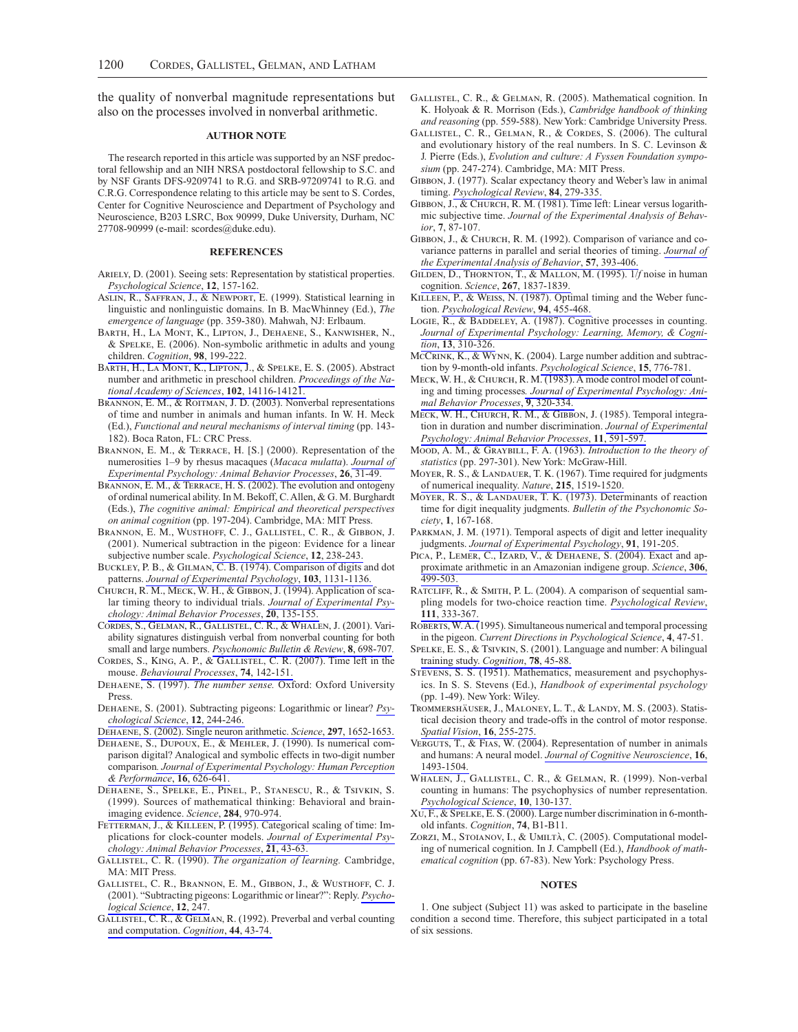the quality of nonverbal magnitude representations but also on the processes involved in nonverbal arithmetic.

## AUTHOR NOTE

The research reported in this article was supported by an NSF predoctoral fellowship and an NIH NRSA postdoctoral fellowship to S.C. and by NSF Grants DFS-9209741 to R.G. and SRB-97209741 to R.G. and C.R.G. Correspondence relating to this article may be sent to S. Cordes, Center for Cognitive Neuroscience and Department of Psychology and Neuroscience, B203 LSRC, Box 90999, Duke University, Durham, NC 27708-90999 (e-mail: scordes@duke.edu).

## REFERENCES

Ariely, D. (2001). Seeing sets: Representation by statistical properties. *Psychological Science*, **12**, 157-162.

Aslin, R., Saffran, J., & Newport, E. (1999). Statistical learning in linguistic and nonlinguistic domains. In B. MacWhinney (Ed.), *The emergence of language* (pp. 359-380). Mahwah, NJ: Erlbaum.

Barth, H., La Mont, K., Lipton, J., Dehaene, S., Kanwisher, N., & Spelke, E. (2006). Non-symbolic arithmetic in adults and young children. *Cognition*, **98**, 199-222.

Barth, H., La Mont, K., Lipton, J., & Spelke, E. S. (2005). Abstract number and arithmetic in preschool children. *Proceedings of the National Academy of Sciences*, **102**, 14116-14121.

Brannon, E. M., & Roitman, J. D. (2003). Nonverbal representations of time and number in animals and human infants. In W. H. Meck (Ed.), *Functional and neural mechanisms of interval timing* (pp. 143-182). Boca Raton, FL: CRC Press.

Brannon, E. M., & Terrace, H. [S.] (2000). Representation of the numerosities 1–9 by rhesus macaques (*Macaca mulatta*). *Journal of Experimental Psychology: Animal Behavior Processes*, **26**, 31-49.

Brannon, E. M., & Terrace, H. S. (2002). The evolution and ontogeny of ordinal numerical ability. In M. Bekoff, C. Allen, & G. M. Burghardt (Eds.), *The cognitive animal: Empirical and theoretical perspectives on animal cognition* (pp. 197-204). Cambridge, MA: MIT Press.

Brannon, E. M., Wusthoff, C. J., Gallistel, C. R., & Gibbon, J. (2001). Numerical subtraction in the pigeon: Evidence for a linear subjective number scale. *Psychological Science*, **12**, 238-243.

Buckley, P. B., & Gilman, C. B. (1974). Comparison of digits and dot patterns. *Journal of Experimental Psychology*, **103**, 1131-1136.

Church, R. M., Meck, W. H., & Gibbon, J. (1994). Application of scalar timing theory to individual trials. *Journal of Experimental Psychology: Animal Behavior Processes*, **20**, 135-155.

Cordes, S., Gelman, R., Gallistel, C. R., & Whalen, J. (2001). Variability signatures distinguish verbal from nonverbal counting for both small and large numbers. *Psychonomic Bulletin & Review*, **8**, 698-707.

Cordes, S., King, A. P., & Gallistel, C. R. (2007). Time left in the mouse. *Behavioural Processes*, **74**, 142-151.

Dehaene, S. (1997). *The number sense.* Oxford: Oxford University Press.

Dehaene, S. (2001). Subtracting pigeons: Logarithmic or linear? *Psychological Science*, **12**, 244-246.

Dehaene, S. (2002). Single neuron arithmetic. *Science*, **297**, 1652-1653.

Dehaene, S., Dupoux, E., & Mehler, J. (1990). Is numerical comparison digital? Analogical and symbolic effects in two-digit number comparison. *Journal of Experimental Psychology: Human Perception & Performance*, **16**, 626-641.

Dehaene, S., Spelke, E., Pinel, P., Stanescu, R., & Tsivkin, S. (1999). Sources of mathematical thinking: Behavioral and brain-imaging evidence. *Science*, **284**, 970-974.

Fetterman, J., & Killeen, P. (1995). Categorical scaling of time: Implications for clock-counter models. *Journal of Experimental Psychology: Animal Behavior Processes*, **21**, 43-63.

Gallistel, C. R. (1990). *The organization of learning.* Cambridge, MA: MIT Press.

Gallistel, C. R., Brannon, E. M., Gibbon, J., & Wusthoff, C. J. (2001). "Subtracting pigeons: Logarithmic or linear?": Reply. *Psychological Science*, **12**, 247.

Gallistel, C. R., & Gelman, R. (1992). Preverbal and verbal counting and computation. *Cognition*, **44**, 43-74.

Gallistel, C. R., & Gelman, R. (2005). Mathematical cognition. In K. Holyoak & R. Morrison (Eds.), *Cambridge handbook of thinking and reasoning* (pp. 559-588). New York: Cambridge University Press.

Gallistel, C. R., Gelman, R., & Cordes, S. (2006). The cultural and evolutionary history of the real numbers. In S. C. Levinson & J. Pierre (Eds.), *Evolution and culture: A Fyssen Foundation symposium* (pp. 247-274). Cambridge, MA: MIT Press.

Gibbon, J. (1977). Scalar expectancy theory and Weber's law in animal timing. *Psychological Review*, **84**, 279-335.

Gibbon, J., & Church, R. M. (1981). Time left: Linear versus logarithmic subjective time. *Journal of the Experimental Analysis of Behavior*, **7**, 87-107.

Gibbon, J., & Church, R. M. (1992). Comparison of variance and covariance patterns in parallel and serial theories of timing. *Journal of the Experimental Analysis of Behavior*, **57**, 393-406.

Gilden, D., Thornton, T., & Mallon, M. (1995). 1/*f* noise in human cognition. *Science*, **267**, 1837-1839.

Killeen, P., & Weiss, N. (1987). Optimal timing and the Weber function. *Psychological Review*, **94**, 455-468.

Logie, R., & Baddeley, A. (1987). Cognitive processes in counting. *Journal of Experimental Psychology: Learning, Memory, & Cognition*, **13**, 310-326.

McCrink, K., & Wynn, K. (2004). Large number addition and subtraction by 9-month-old infants. *Psychological Science*, **15**, 776-781.

Meck, W. H., & Church, R. M. (1983). A mode control model of counting and timing processes. *Journal of Experimental Psychology: Animal Behavior Processes*, **9**, 320-334.

Meck, W. H., Church, R. M., & Gibbon, J. (1985). Temporal integration in duration and number discrimination. *Journal of Experimental Psychology: Animal Behavior Processes*, **11**, 591-597.

Mood, A. M., & Graybill, F. A. (1963). *Introduction to the theory of statistics* (pp. 297-301). New York: McGraw-Hill.

Moyer, R. S., & Landauer, T. K. (1967). Time required for judgments of numerical inequality. *Nature*, **215**, 1519-1520.

Moyer, R. S., & Landauer, T. K. (1973). Determinants of reaction time for digit inequality judgments. *Bulletin of the Psychonomic Society*, **1**, 167-168.

Parkman, J. M. (1971). Temporal aspects of digit and letter inequality judgments. *Journal of Experimental Psychology*, **91**, 191-205.

Pica, P., Lemer, C., Izard, V., & Dehaene, S. (2004). Exact and approximate arithmetic in an Amazonian indigene group. *Science*, **306**, 499-503.

Ratcliff, R., & Smith, P. L. (2004). A comparison of sequential sampling models for two-choice reaction time. *Psychological Review*, **111**, 333-367.

Roberts, W. A. (1995). Simultaneous numerical and temporal processing in the pigeon. *Current Directions in Psychological Science*, **4**, 47-51.

Spelke, E. S., & Tsivkin, S. (2001). Language and number: A bilingual training study. *Cognition*, **78**, 45-88.

Stevens, S. S. (1951). Mathematics, measurement and psychophysics. In S. S. Stevens (Ed.), *Handbook of experimental psychology* (pp. 1-49). New York: Wiley.

Trommershäuser, J., Maloney, L. T., & Landy, M. S. (2003). Statistical decision theory and trade-offs in the control of motor response. *Spatial Vision*, **16**, 255-275.

Verguts, T., & Fias, W. (2004). Representation of number in animals and humans: A neural model. *Journal of Cognitive Neuroscience*, **16**, 1493-1504.

Whalen, J., Gallistel, C. R., & Gelman, R. (1999). Non-verbal counting in humans: The psychophysics of number representation. *Psychological Science*, **10**, 130-137.

Xu, F., & Spelke, E. S. (2000). Large number discrimination in 6-month-old infants. *Cognition*, **74**, B1-B11.

Zorzi, M., Stoianov, I., & Umiltà, C. (2005). Computational modeling of numerical cognition. In J. Campbell (Ed.), *Handbook of mathematical cognition* (pp. 67-83). New York: Psychology Press.

## NOTES

1. One subject (Subject 11) was asked to participate in the baseline condition a second time. Therefore, this subject participated in a total of six sessions.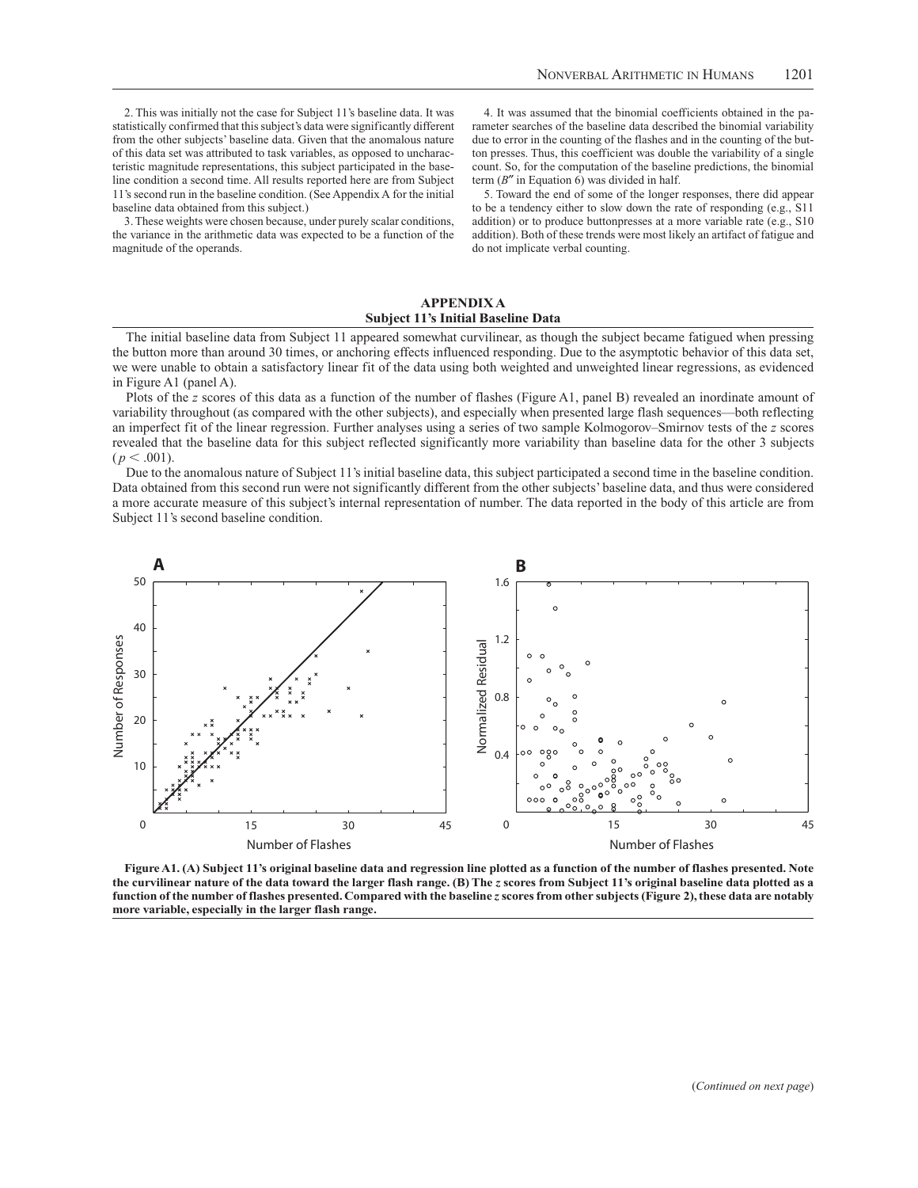2. This was initially not the case for Subject 11's baseline data. It was statistically confirmed that this subject's data were significantly different from the other subjects' baseline data. Given that the anomalous nature of this data set was attributed to task variables, as opposed to uncharacteristic magnitude representations, this subject participated in the baseline condition a second time. All results reported here are from Subject 11's second run in the baseline condition. (See Appendix A for the initial baseline data obtained from this subject.)

3. These weights were chosen because, under purely scalar conditions, the variance in the arithmetic data was expected to be a function of the magnitude of the operands.

4. It was assumed that the binomial coefficients obtained in the parameter searches of the baseline data described the binomial variability due to error in the counting of the flashes and in the counting of the button presses. Thus, this coefficient was double the variability of a single count. So, for the computation of the baseline predictions, the binomial term ($B''$ in Equation 6) was divided in half.

5. Toward the end of some of the longer responses, there did appear to be a tendency either to slow down the rate of responding (e.g., S11 addition) or to produce buttonpresses at a more variable rate (e.g., S10 addition). Both of these trends were most likely an artifact of fatigue and do not implicate verbal counting.

## APPENDIX A
### Subject 11's Initial Baseline Data

The initial baseline data from Subject 11 appeared somewhat curvilinear, as though the subject became fatigued when pressing the button more than around 30 times, or anchoring effects influenced responding. Due to the asymptotic behavior of this data set, we were unable to obtain a satisfactory linear fit of the data using both weighted and unweighted linear regressions, as evidenced in Figure A1 (panel A).

Plots of the *z* scores of this data as a function of the number of flashes (Figure A1, panel B) revealed an inordinate amount of variability throughout (as compared with the other subjects), and especially when presented large flash sequences—both reflecting an imperfect fit of the linear regression. Further analyses using a series of two sample Kolmogorov–Smirnov tests of the *z* scores revealed that the baseline data for this subject reflected significantly more variability than baseline data for the other 3 subjects ($p < .001$).

Due to the anomalous nature of Subject 11's initial baseline data, this subject participated a second time in the baseline condition. Data obtained from this second run were not significantly different from the other subjects' baseline data, and thus were considered a more accurate measure of this subject's internal representation of number. The data reported in the body of this article are from Subject 11's second baseline condition.

**Figure A1. (A) Subject 11's original baseline data and regression line plotted as a function of the number of flashes presented. Note the curvilinear nature of the data toward the larger flash range. (B) The *z* scores from Subject 11's original baseline data plotted as a function of the number of flashes presented. Compared with the baseline *z* scores from other subjects (Figure 2), these data are notably more variable, especially in the larger flash range.**

(*Continued on next page*)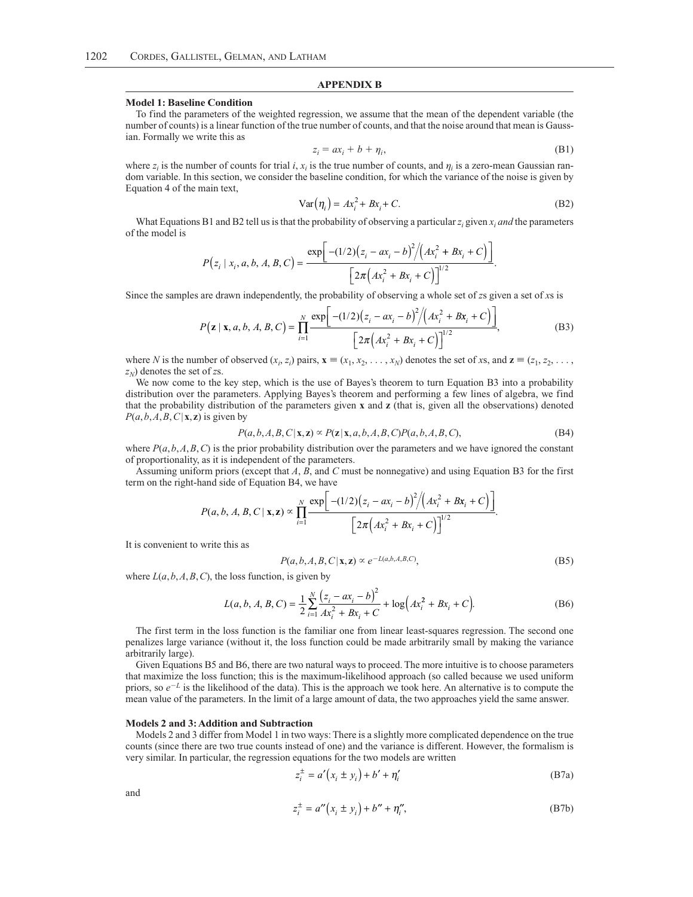## APPENDIX B

### Model 1: Baseline Condition

To find the parameters of the weighted regression, we assume that the mean of the dependent variable (the number of counts) is a linear function of the true number of counts, and that the noise around that mean is Gaussian. Formally we write this as

$$z_i = ax_i + b + \eta_i, \tag{B1}$$

where $z_i$ is the number of counts for trial $i$, $x_i$ is the true number of counts, and $\eta_i$ is a zero-mean Gaussian random variable. In this section, we consider the baseline condition, for which the variance of the noise is given by Equation 4 of the main text,

$$\mathrm{Var}(\eta_i) = Ax_i^2 + Bx_i + C. \tag{B2}$$

What Equations B1 and B2 tell us is that the probability of observing a particular $z_i$ given $x_i$ *and* the parameters of the model is

$$P(z_i \mid x_i, a, b, A, B, C) = \frac{\exp\left[-(1/2)(z_i - ax_i - b)^2 / (Ax_i^2 + Bx_i + C)\right]}{\left[2\pi(Ax_i^2 + Bx_i + C)\right]^{1/2}}.$$

Since the samples are drawn independently, the probability of observing a whole set of $z$s given a set of $x$s is

$$P(\mathbf{z} \mid \mathbf{x}, a, b, A, B, C) = \prod_{i=1}^{N} \frac{\exp\left[-(1/2)(z_i - ax_i - b)^2 / (Ax_i^2 + Bx_i + C)\right]}{\left[2\pi(Ax_i^2 + Bx_i + C)\right]^{1/2}}, \tag{B3}$$

where $N$ is the number of observed $(x_i, z_i)$ pairs, $\mathbf{x} \equiv (x_1, x_2, \ldots, x_N)$ denotes the set of $x$s, and $\mathbf{z} \equiv (z_1, z_2, \ldots, z_N)$ denotes the set of $z$s.

We now come to the key step, which is the use of Bayes's theorem to turn Equation B3 into a probability distribution over the parameters. Applying Bayes's theorem and performing a few lines of algebra, we find that the probability distribution of the parameters given $\mathbf{x}$ and $\mathbf{z}$ (that is, given all the observations) denoted $P(a,b,A,B,C \mid \mathbf{x},\mathbf{z})$ is given by

$$P(a,b,A,B,C \mid \mathbf{x},\mathbf{z}) \propto P(\mathbf{z} \mid \mathbf{x},a,b,A,B,C)P(a,b,A,B,C), \tag{B4}$$

where $P(a,b,A,B,C)$ is the prior probability distribution over the parameters and we have ignored the constant of proportionality, as it is independent of the parameters.

Assuming uniform priors (except that $A$, $B$, and $C$ must be nonnegative) and using Equation B3 for the first term on the right-hand side of Equation B4, we have

$$P(a, b, A, B, C \mid \mathbf{x},\mathbf{z}) \propto \prod_{i=1}^{N} \frac{\exp\left[-(1/2)(z_i - ax_i - b)^2 / (Ax_i^2 + Bx_i + C)\right]}{\left[2\pi(Ax_i^2 + Bx_i + C)\right]^{1/2}}.$$

It is convenient to write this as

$$P(a,b,A,B,C \mid \mathbf{x},\mathbf{z}) \propto e^{-L(a,b,A,B,C)}, \tag{B5}$$

where $L(a,b,A,B,C)$, the loss function, is given by

$$L(a, b, A, B, C) = \frac{1}{2}\sum_{i=1}^{N} \frac{(z_i - ax_i - b)^2}{Ax_i^2 + Bx_i + C} + \log(Ax_i^2 + Bx_i + C). \tag{B6}$$

The first term in the loss function is the familiar one from linear least-squares regression. The second one penalizes large variance (without it, the loss function could be made arbitrarily small by making the variance arbitrarily large).

Given Equations B5 and B6, there are two natural ways to proceed. The more intuitive is to choose parameters that maximize the loss function; this is the maximum-likelihood approach (so called because we used uniform priors, so $e^{-L}$ is the likelihood of the data). This is the approach we took here. An alternative is to compute the mean value of the parameters. In the limit of a large amount of data, the two approaches yield the same answer.

### Models 2 and 3: Addition and Subtraction

Models 2 and 3 differ from Model 1 in two ways: There is a slightly more complicated dependence on the true counts (since there are two true counts instead of one) and the variance is different. However, the formalism is very similar. In particular, the regression equations for the two models are written

$$z_i^{\pm} = a'(x_i \pm y_i) + b' + \eta_i' \tag{B7a}$$

and

$$z_i^{\pm} = a''(x_i \pm y_i) + b'' + \eta_i'', \tag{B7b}$$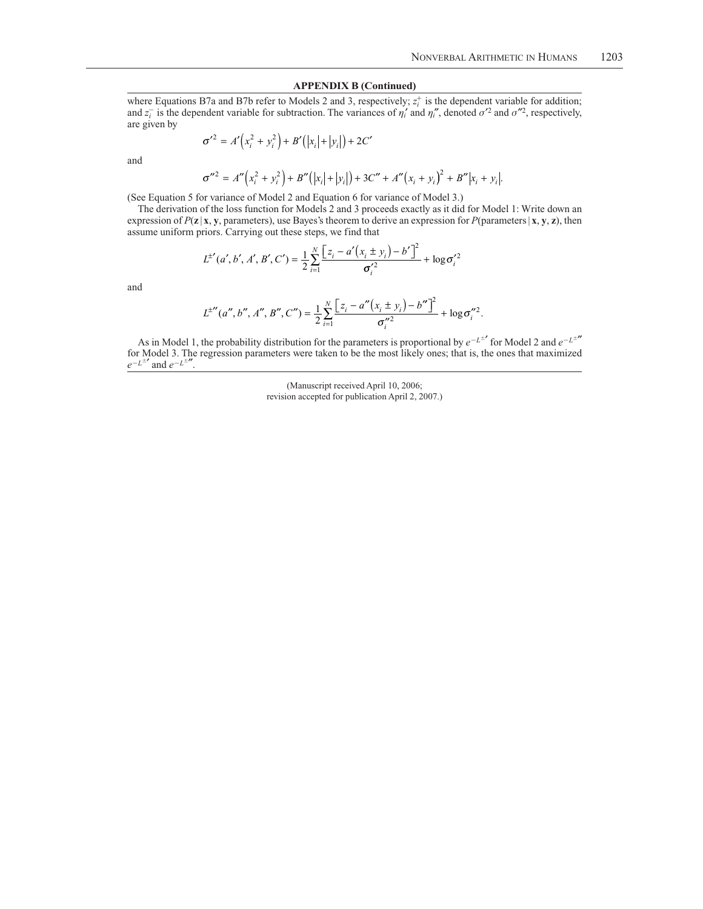**APPENDIX B (Continued)**

where Equations B7a and B7b refer to Models 2 and 3, respectively; $z_i^+$ is the dependent variable for addition; and $z_i^-$ is the dependent variable for subtraction. The variances of $\eta_i'$ and $\eta_i''$, denoted $\sigma'^2$ and $\sigma''^2$, respectively, are given by

$$\sigma'^2 = A'\left(x_i^2 + y_i^2\right) + B'\left(|x_i| + |y_i|\right) + 2C'$$

and

$$\sigma''^2 = A''\left(x_i^2 + y_i^2\right) + B''\left(|x_i| + |y_i|\right) + 3C'' + A''\left(x_i + y_i\right)^2 + B''|x_i + y_i|.$$

(See Equation 5 for variance of Model 2 and Equation 6 for variance of Model 3.)

The derivation of the loss function for Models 2 and 3 proceeds exactly as it did for Model 1: Write down an expression of $P(\mathbf{z} \,|\, \mathbf{x}, \mathbf{y}, \text{parameters})$, use Bayes's theorem to derive an expression for $P(\text{parameters} \,|\, \mathbf{x}, \mathbf{y}, \mathbf{z})$, then assume uniform priors. Carrying out these steps, we find that

$$L^{\pm\prime}(a', b', A', B', C') = \frac{1}{2}\sum_{i=1}^{N} \frac{\left[z_i - a'\left(x_i \pm y_i\right) - b'\right]^2}{\sigma_i'^2} + \log \sigma_i'^2$$

and

$$L^{\pm\prime\prime}(a'', b'', A'', B'', C'') = \frac{1}{2}\sum_{i=1}^{N} \frac{\left[z_i - a''\left(x_i \pm y_i\right) - b''\right]^2}{\sigma_i''^2} + \log \sigma_i''^2.$$

As in Model 1, the probability distribution for the parameters is proportional by $e^{-L^{\pm\prime}}$ for Model 2 and $e^{-L^{\pm\prime\prime}}$ for Model 3. The regression parameters were taken to be the most likely ones; that is, the ones that maximized $e^{-L^{\pm\prime}}$ and $e^{-L^{\pm\prime\prime}}$.

(Manuscript received April 10, 2006;
revision accepted for publication April 2, 2007.)